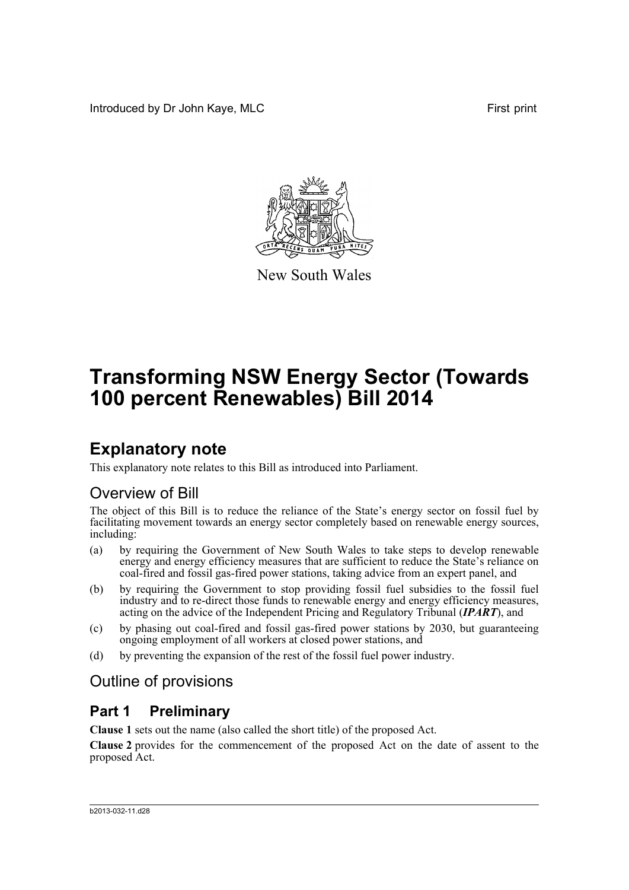Introduced by Dr John Kaye, MLC

First print

New South Wales

# Transforming NSW Energy Sector (Towards 100 percent Renewables) Bill 2014

## Explanatory note

This explanatory note relates to this Bill as introduced into Parliament.

### Overview of Bill

The object of this Bill is to reduce the reliance of the State's energy sector on fossil fuel by facilitating movement towards an energy sector completely based on renewable energy sources, including:

(a) by requiring the Government of New South Wales to take steps to develop renewable energy and energy efficiency measures that are sufficient to reduce the State's reliance on coal-fired and fossil gas-fired power stations, taking advice from an expert panel, and

(b) by requiring the Government to stop providing fossil fuel subsidies to the fossil fuel industry and to re-direct those funds to renewable energy and energy efficiency measures, acting on the advice of the Independent Pricing and Regulatory Tribunal (***IPART***), and

(c) by phasing out coal-fired and fossil gas-fired power stations by 2030, but guaranteeing ongoing employment of all workers at closed power stations, and

(d) by preventing the expansion of the rest of the fossil fuel power industry.

### Outline of provisions

## Part 1 Preliminary

**Clause 1** sets out the name (also called the short title) of the proposed Act.

**Clause 2** provides for the commencement of the proposed Act on the date of assent to the proposed Act.

b2013-032-11.d28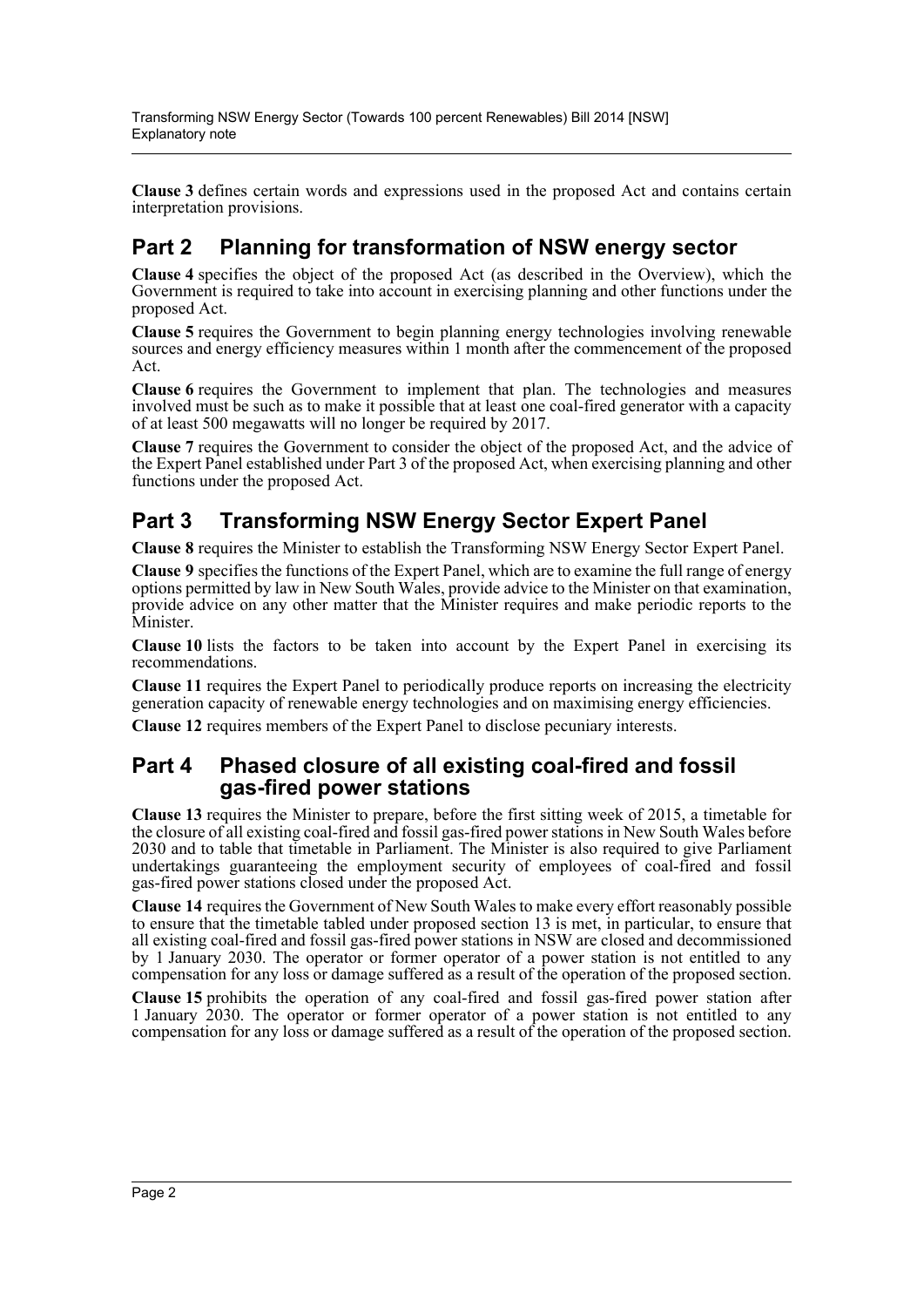**Clause 3** defines certain words and expressions used in the proposed Act and contains certain interpretation provisions.

## Part 2 Planning for transformation of NSW energy sector

**Clause 4** specifies the object of the proposed Act (as described in the Overview), which the Government is required to take into account in exercising planning and other functions under the proposed Act.

**Clause 5** requires the Government to begin planning energy technologies involving renewable sources and energy efficiency measures within 1 month after the commencement of the proposed Act.

**Clause 6** requires the Government to implement that plan. The technologies and measures involved must be such as to make it possible that at least one coal-fired generator with a capacity of at least 500 megawatts will no longer be required by 2017.

**Clause 7** requires the Government to consider the object of the proposed Act, and the advice of the Expert Panel established under Part 3 of the proposed Act, when exercising planning and other functions under the proposed Act.

## Part 3 Transforming NSW Energy Sector Expert Panel

**Clause 8** requires the Minister to establish the Transforming NSW Energy Sector Expert Panel.

**Clause 9** specifies the functions of the Expert Panel, which are to examine the full range of energy options permitted by law in New South Wales, provide advice to the Minister on that examination, provide advice on any other matter that the Minister requires and make periodic reports to the Minister.

**Clause 10** lists the factors to be taken into account by the Expert Panel in exercising its recommendations.

**Clause 11** requires the Expert Panel to periodically produce reports on increasing the electricity generation capacity of renewable energy technologies and on maximising energy efficiencies.

**Clause 12** requires members of the Expert Panel to disclose pecuniary interests.

## Part 4 Phased closure of all existing coal-fired and fossil gas-fired power stations

**Clause 13** requires the Minister to prepare, before the first sitting week of 2015, a timetable for the closure of all existing coal-fired and fossil gas-fired power stations in New South Wales before 2030 and to table that timetable in Parliament. The Minister is also required to give Parliament undertakings guaranteeing the employment security of employees of coal-fired and fossil gas-fired power stations closed under the proposed Act.

**Clause 14** requires the Government of New South Wales to make every effort reasonably possible to ensure that the timetable tabled under proposed section 13 is met, in particular, to ensure that all existing coal-fired and fossil gas-fired power stations in NSW are closed and decommissioned by 1 January 2030. The operator or former operator of a power station is not entitled to any compensation for any loss or damage suffered as a result of the operation of the proposed section.

**Clause 15** prohibits the operation of any coal-fired and fossil gas-fired power station after 1 January 2030. The operator or former operator of a power station is not entitled to any compensation for any loss or damage suffered as a result of the operation of the proposed section.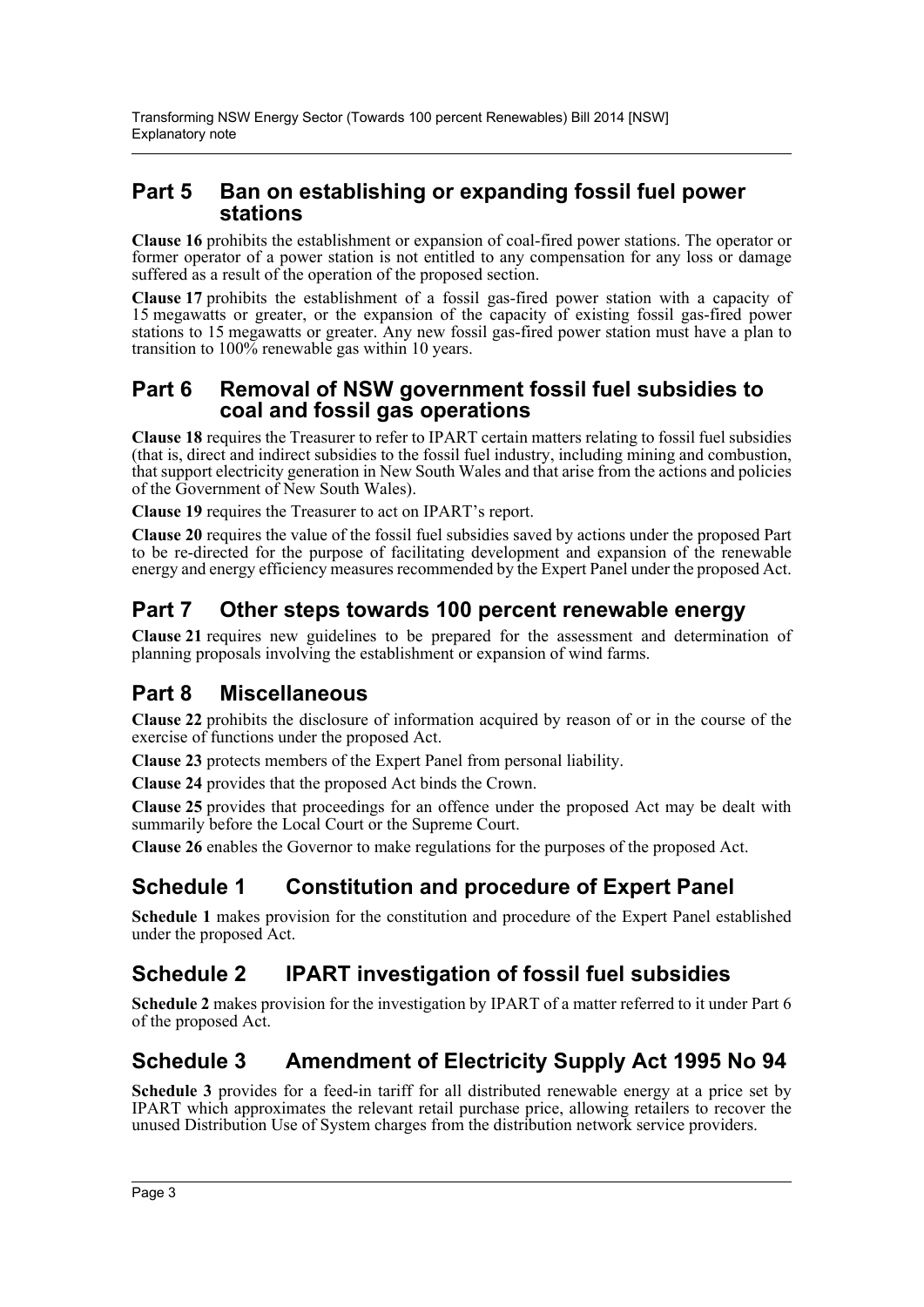## Part 5 Ban on establishing or expanding fossil fuel power stations

**Clause 16** prohibits the establishment or expansion of coal-fired power stations. The operator or former operator of a power station is not entitled to any compensation for any loss or damage suffered as a result of the operation of the proposed section.

**Clause 17** prohibits the establishment of a fossil gas-fired power station with a capacity of 15 megawatts or greater, or the expansion of the capacity of existing fossil gas-fired power stations to 15 megawatts or greater. Any new fossil gas-fired power station must have a plan to transition to 100% renewable gas within 10 years.

## Part 6 Removal of NSW government fossil fuel subsidies to coal and fossil gas operations

**Clause 18** requires the Treasurer to refer to IPART certain matters relating to fossil fuel subsidies (that is, direct and indirect subsidies to the fossil fuel industry, including mining and combustion, that support electricity generation in New South Wales and that arise from the actions and policies of the Government of New South Wales).

**Clause 19** requires the Treasurer to act on IPART's report.

**Clause 20** requires the value of the fossil fuel subsidies saved by actions under the proposed Part to be re-directed for the purpose of facilitating development and expansion of the renewable energy and energy efficiency measures recommended by the Expert Panel under the proposed Act.

## Part 7 Other steps towards 100 percent renewable energy

**Clause 21** requires new guidelines to be prepared for the assessment and determination of planning proposals involving the establishment or expansion of wind farms.

## Part 8 Miscellaneous

**Clause 22** prohibits the disclosure of information acquired by reason of or in the course of the exercise of functions under the proposed Act.

**Clause 23** protects members of the Expert Panel from personal liability.

**Clause 24** provides that the proposed Act binds the Crown.

**Clause 25** provides that proceedings for an offence under the proposed Act may be dealt with summarily before the Local Court or the Supreme Court.

**Clause 26** enables the Governor to make regulations for the purposes of the proposed Act.

## Schedule 1 Constitution and procedure of Expert Panel

**Schedule 1** makes provision for the constitution and procedure of the Expert Panel established under the proposed Act.

## Schedule 2 IPART investigation of fossil fuel subsidies

**Schedule 2** makes provision for the investigation by IPART of a matter referred to it under Part 6 of the proposed Act.

## Schedule 3 Amendment of Electricity Supply Act 1995 No 94

**Schedule 3** provides for a feed-in tariff for all distributed renewable energy at a price set by IPART which approximates the relevant retail purchase price, allowing retailers to recover the unused Distribution Use of System charges from the distribution network service providers.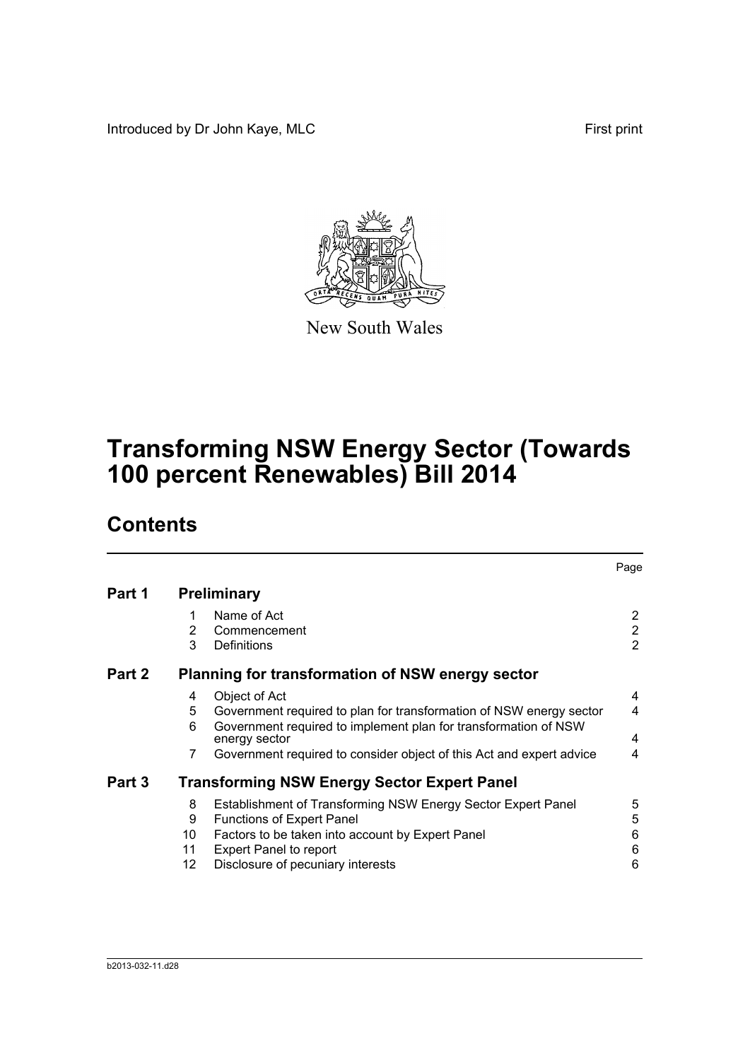Introduced by Dr John Kaye, MLC

First print

New South Wales

# Transforming NSW Energy Sector (Towards 100 percent Renewables) Bill 2014

## Contents

| | | | Page |
|---|---|---|---|
| **Part 1** | **Preliminary** | | |
| | 1 | Name of Act | 2 |
| | 2 | Commencement | 2 |
| | 3 | Definitions | 2 |
| **Part 2** | **Planning for transformation of NSW energy sector** | | |
| | 4 | Object of Act | 4 |
| | 5 | Government required to plan for transformation of NSW energy sector | 4 |
| | 6 | Government required to implement plan for transformation of NSW energy sector | 4 |
| | 7 | Government required to consider object of this Act and expert advice | 4 |
| **Part 3** | **Transforming NSW Energy Sector Expert Panel** | | |
| | 8 | Establishment of Transforming NSW Energy Sector Expert Panel | 5 |
| | 9 | Functions of Expert Panel | 5 |
| | 10 | Factors to be taken into account by Expert Panel | 6 |
| | 11 | Expert Panel to report | 6 |
| | 12 | Disclosure of pecuniary interests | 6 |

b2013-032-11.d28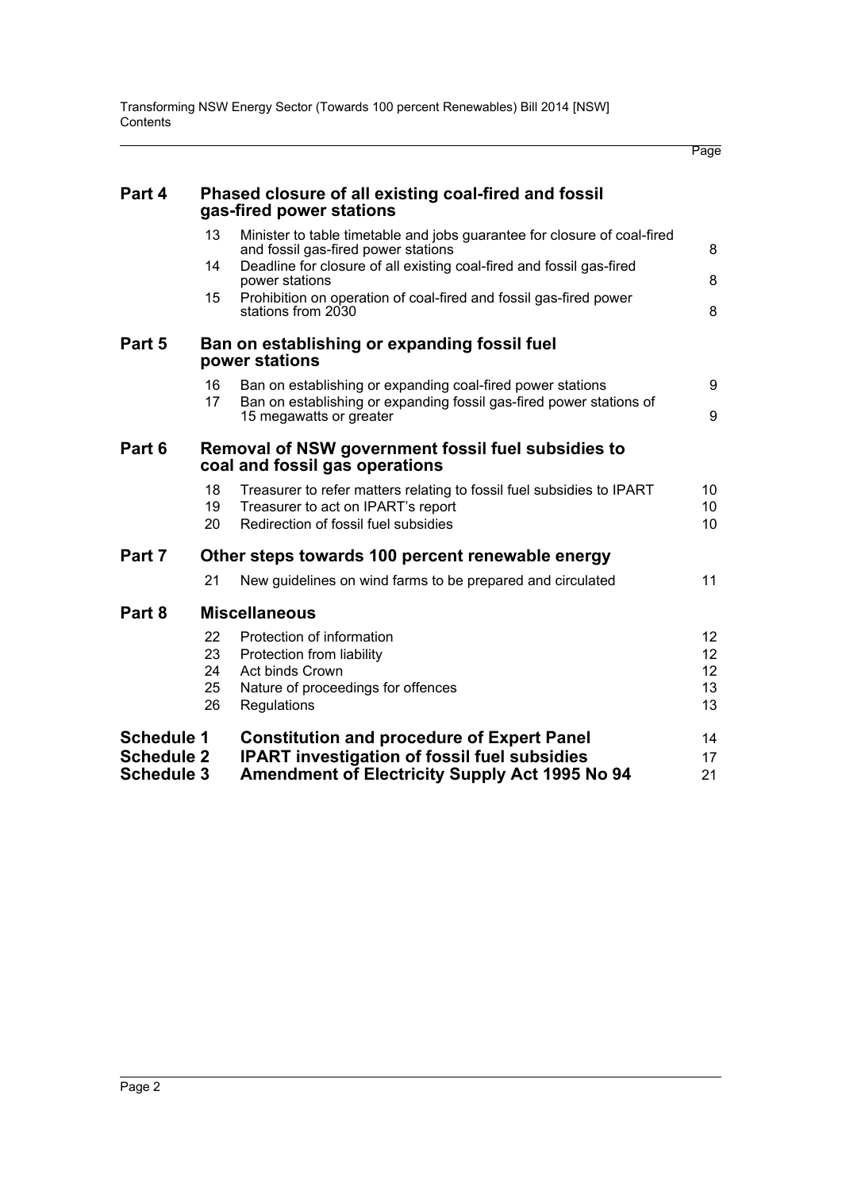| | | | Page |
|---|---|---|---|
| **Part 4** | | **Phased closure of all existing coal-fired and fossil gas-fired power stations** | |
| | 13 | Minister to table timetable and jobs guarantee for closure of coal-fired and fossil gas-fired power stations | 8 |
| | 14 | Deadline for closure of all existing coal-fired and fossil gas-fired power stations | 8 |
| | 15 | Prohibition on operation of coal-fired and fossil gas-fired power stations from 2030 | 8 |
| **Part 5** | | **Ban on establishing or expanding fossil fuel power stations** | |
| | 16 | Ban on establishing or expanding coal-fired power stations | 9 |
| | 17 | Ban on establishing or expanding fossil gas-fired power stations of 15 megawatts or greater | 9 |
| **Part 6** | | **Removal of NSW government fossil fuel subsidies to coal and fossil gas operations** | |
| | 18 | Treasurer to refer matters relating to fossil fuel subsidies to IPART | 10 |
| | 19 | Treasurer to act on IPART's report | 10 |
| | 20 | Redirection of fossil fuel subsidies | 10 |
| **Part 7** | | **Other steps towards 100 percent renewable energy** | |
| | 21 | New guidelines on wind farms to be prepared and circulated | 11 |
| **Part 8** | | **Miscellaneous** | |
| | 22 | Protection of information | 12 |
| | 23 | Protection from liability | 12 |
| | 24 | Act binds Crown | 12 |
| | 25 | Nature of proceedings for offences | 13 |
| | 26 | Regulations | 13 |
| **Schedule 1** | | **Constitution and procedure of Expert Panel** | 14 |
| **Schedule 2** | | **IPART investigation of fossil fuel subsidies** | 17 |
| **Schedule 3** | | **Amendment of Electricity Supply Act 1995 No 94** | 21 |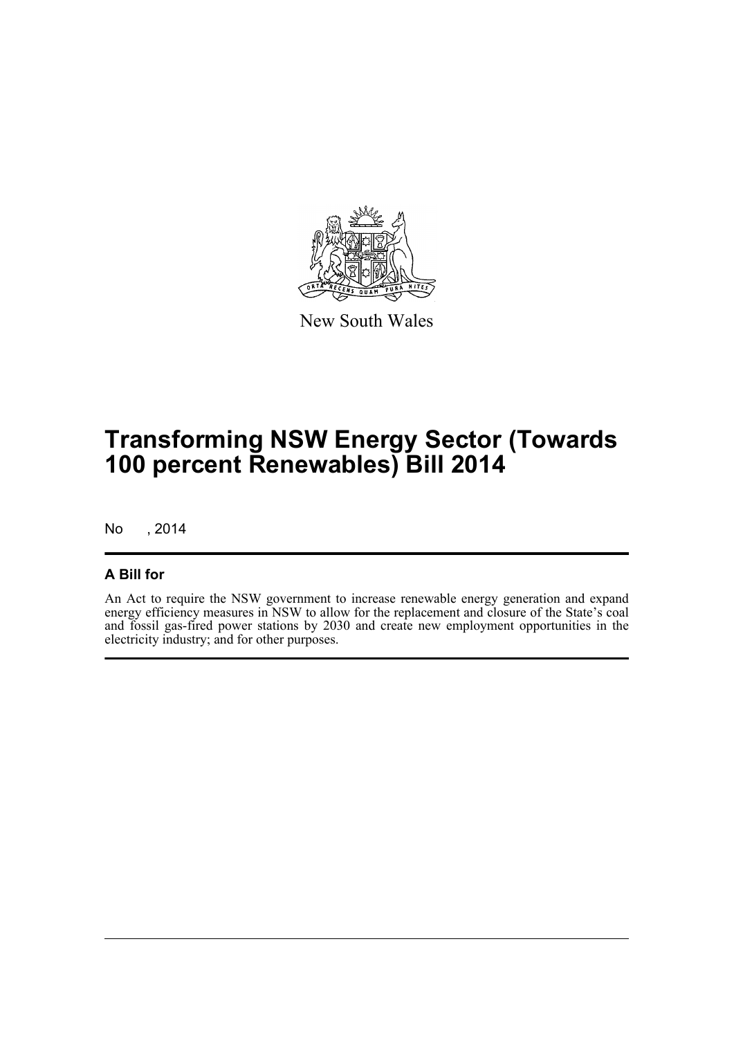New South Wales

# Transforming NSW Energy Sector (Towards 100 percent Renewables) Bill 2014

No , 2014

## A Bill for

An Act to require the NSW government to increase renewable energy generation and expand energy efficiency measures in NSW to allow for the replacement and closure of the State's coal and fossil gas-fired power stations by 2030 and create new employment opportunities in the electricity industry; and for other purposes.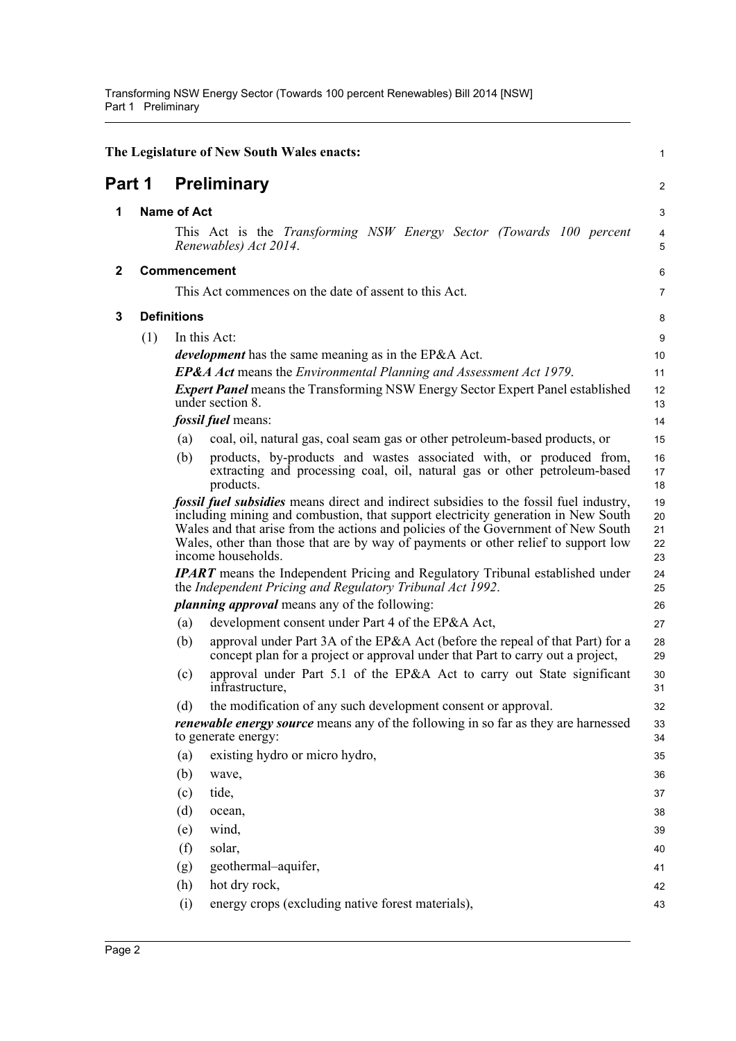The Legislature of New South Wales enacts:

# Part 1 Preliminary

## 1 Name of Act

This Act is the *Transforming NSW Energy Sector (Towards 100 percent Renewables) Act 2014*.

## 2 Commencement

This Act commences on the date of assent to this Act.

## 3 Definitions

(1) In this Act:

***development*** has the same meaning as in the EP&A Act.

***EP&A Act*** means the *Environmental Planning and Assessment Act 1979*.

***Expert Panel*** means the Transforming NSW Energy Sector Expert Panel established under section 8.

***fossil fuel*** means:

- (a) coal, oil, natural gas, coal seam gas or other petroleum-based products, or
- (b) products, by-products and wastes associated with, or produced from, extracting and processing coal, oil, natural gas or other petroleum-based products.

***fossil fuel subsidies*** means direct and indirect subsidies to the fossil fuel industry, including mining and combustion, that support electricity generation in New South Wales and that arise from the actions and policies of the Government of New South Wales, other than those that are by way of payments or other relief to support low income households.

***IPART*** means the Independent Pricing and Regulatory Tribunal established under the *Independent Pricing and Regulatory Tribunal Act 1992*.

***planning approval*** means any of the following:

- (a) development consent under Part 4 of the EP&A Act,
- (b) approval under Part 3A of the EP&A Act (before the repeal of that Part) for a concept plan for a project or approval under that Part to carry out a project,
- (c) approval under Part 5.1 of the EP&A Act to carry out State significant infrastructure,
- (d) the modification of any such development consent or approval.

***renewable energy source*** means any of the following in so far as they are harnessed to generate energy:

- (a) existing hydro or micro hydro,
- (b) wave,
- (c) tide,
- (d) ocean,
- (e) wind,
- (f) solar,
- (g) geothermal–aquifer,
- (h) hot dry rock,
- (i) energy crops (excluding native forest materials),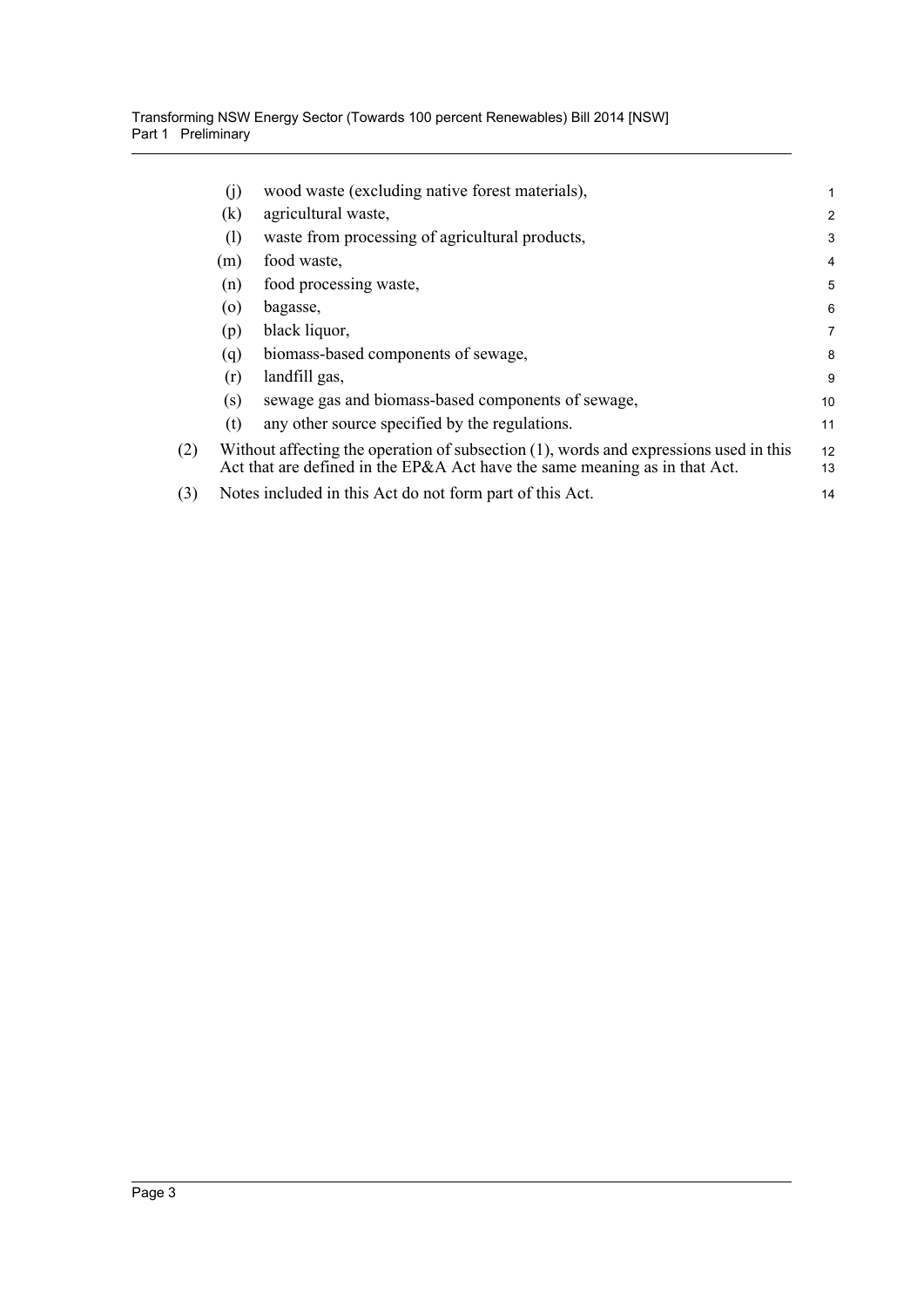(j) wood waste (excluding native forest materials),

(k) agricultural waste,

(l) waste from processing of agricultural products,

(m) food waste,

(n) food processing waste,

(o) bagasse,

(p) black liquor,

(q) biomass-based components of sewage,

(r) landfill gas,

(s) sewage gas and biomass-based components of sewage,

(t) any other source specified by the regulations.

(2) Without affecting the operation of subsection (1), words and expressions used in this Act that are defined in the EP&A Act have the same meaning as in that Act.

(3) Notes included in this Act do not form part of this Act.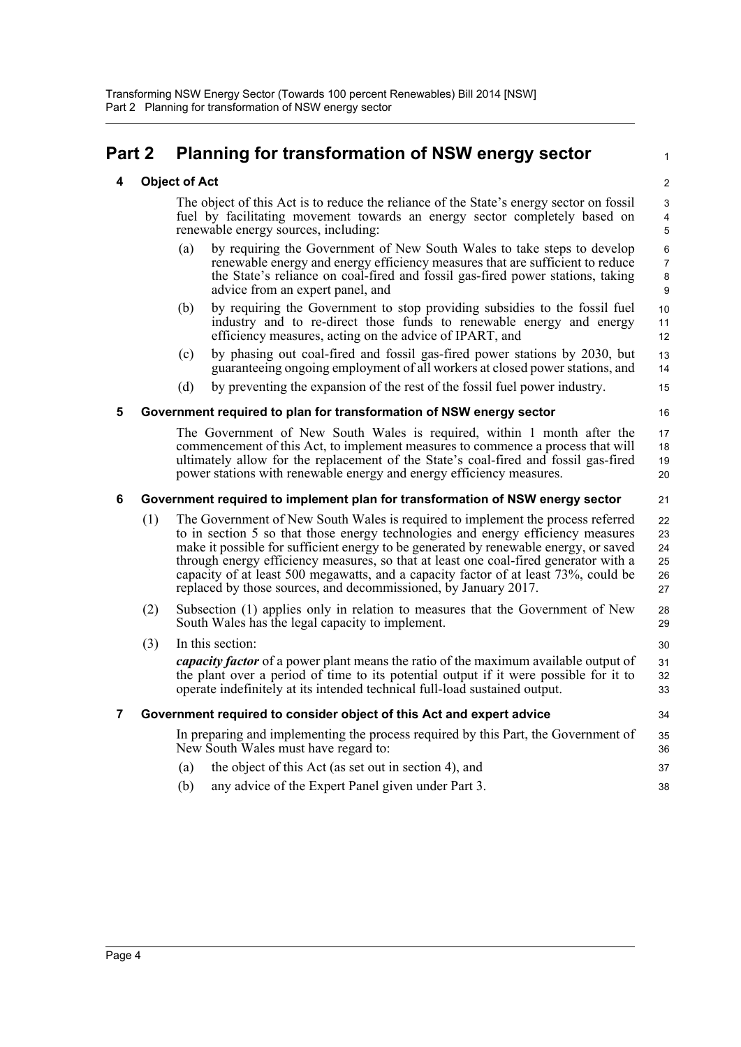# Part 2 Planning for transformation of NSW energy sector

## 4 Object of Act

The object of this Act is to reduce the reliance of the State's energy sector on fossil fuel by facilitating movement towards an energy sector completely based on renewable energy sources, including:

(a) by requiring the Government of New South Wales to take steps to develop renewable energy and energy efficiency measures that are sufficient to reduce the State's reliance on coal-fired and fossil gas-fired power stations, taking advice from an expert panel, and

(b) by requiring the Government to stop providing subsidies to the fossil fuel industry and to re-direct those funds to renewable energy and energy efficiency measures, acting on the advice of IPART, and

(c) by phasing out coal-fired and fossil gas-fired power stations by 2030, but guaranteeing ongoing employment of all workers at closed power stations, and

(d) by preventing the expansion of the rest of the fossil fuel power industry.

## 5 Government required to plan for transformation of NSW energy sector

The Government of New South Wales is required, within 1 month after the commencement of this Act, to implement measures to commence a process that will ultimately allow for the replacement of the State's coal-fired and fossil gas-fired power stations with renewable energy and energy efficiency measures.

## 6 Government required to implement plan for transformation of NSW energy sector

(1) The Government of New South Wales is required to implement the process referred to in section 5 so that those energy technologies and energy efficiency measures make it possible for sufficient energy to be generated by renewable energy, or saved through energy efficiency measures, so that at least one coal-fired generator with a capacity of at least 500 megawatts, and a capacity factor of at least 73%, could be replaced by those sources, and decommissioned, by January 2017.

(2) Subsection (1) applies only in relation to measures that the Government of New South Wales has the legal capacity to implement.

(3) In this section:

***capacity factor*** of a power plant means the ratio of the maximum available output of the plant over a period of time to its potential output if it were possible for it to operate indefinitely at its intended technical full-load sustained output.

## 7 Government required to consider object of this Act and expert advice

In preparing and implementing the process required by this Part, the Government of New South Wales must have regard to:

(a) the object of this Act (as set out in section 4), and

(b) any advice of the Expert Panel given under Part 3.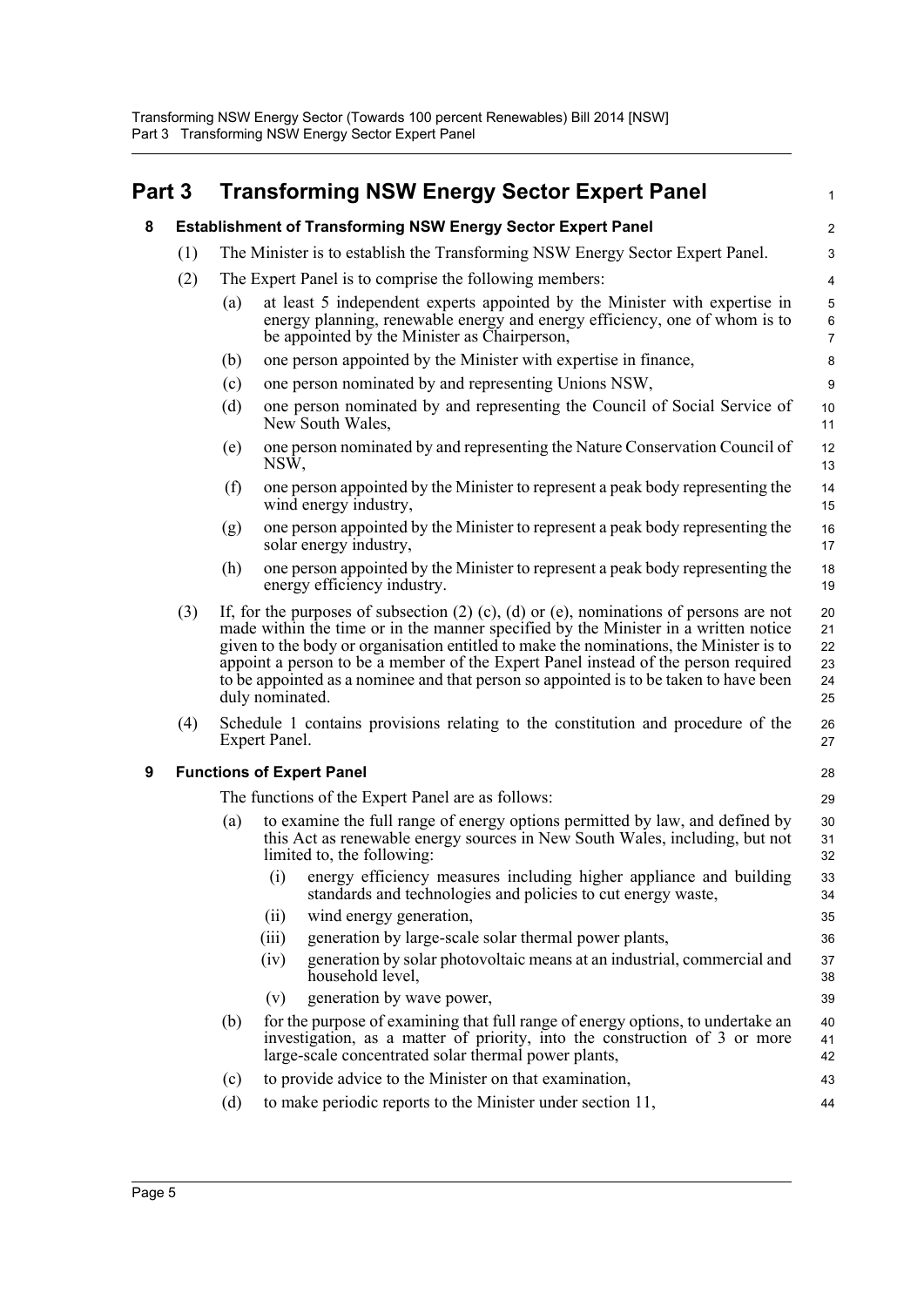## Part 3 Transforming NSW Energy Sector Expert Panel

### 8 Establishment of Transforming NSW Energy Sector Expert Panel

(1) The Minister is to establish the Transforming NSW Energy Sector Expert Panel.

(2) The Expert Panel is to comprise the following members:

- (a) at least 5 independent experts appointed by the Minister with expertise in energy planning, renewable energy and energy efficiency, one of whom is to be appointed by the Minister as Chairperson,
- (b) one person appointed by the Minister with expertise in finance,
- (c) one person nominated by and representing Unions NSW,
- (d) one person nominated by and representing the Council of Social Service of New South Wales,
- (e) one person nominated by and representing the Nature Conservation Council of NSW,
- (f) one person appointed by the Minister to represent a peak body representing the wind energy industry,
- (g) one person appointed by the Minister to represent a peak body representing the solar energy industry,
- (h) one person appointed by the Minister to represent a peak body representing the energy efficiency industry.

(3) If, for the purposes of subsection (2) (c), (d) or (e), nominations of persons are not made within the time or in the manner specified by the Minister in a written notice given to the body or organisation entitled to make the nominations, the Minister is to appoint a person to be a member of the Expert Panel instead of the person required to be appointed as a nominee and that person so appointed is to be taken to have been duly nominated.

(4) Schedule 1 contains provisions relating to the constitution and procedure of the Expert Panel.

### 9 Functions of Expert Panel

The functions of the Expert Panel are as follows:

- (a) to examine the full range of energy options permitted by law, and defined by this Act as renewable energy sources in New South Wales, including, but not limited to, the following:
  - (i) energy efficiency measures including higher appliance and building standards and technologies and policies to cut energy waste,
  - (ii) wind energy generation,
  - (iii) generation by large-scale solar thermal power plants,
  - (iv) generation by solar photovoltaic means at an industrial, commercial and household level,
  - (v) generation by wave power,
- (b) for the purpose of examining that full range of energy options, to undertake an investigation, as a matter of priority, into the construction of 3 or more large-scale concentrated solar thermal power plants,
- (c) to provide advice to the Minister on that examination,
- (d) to make periodic reports to the Minister under section 11,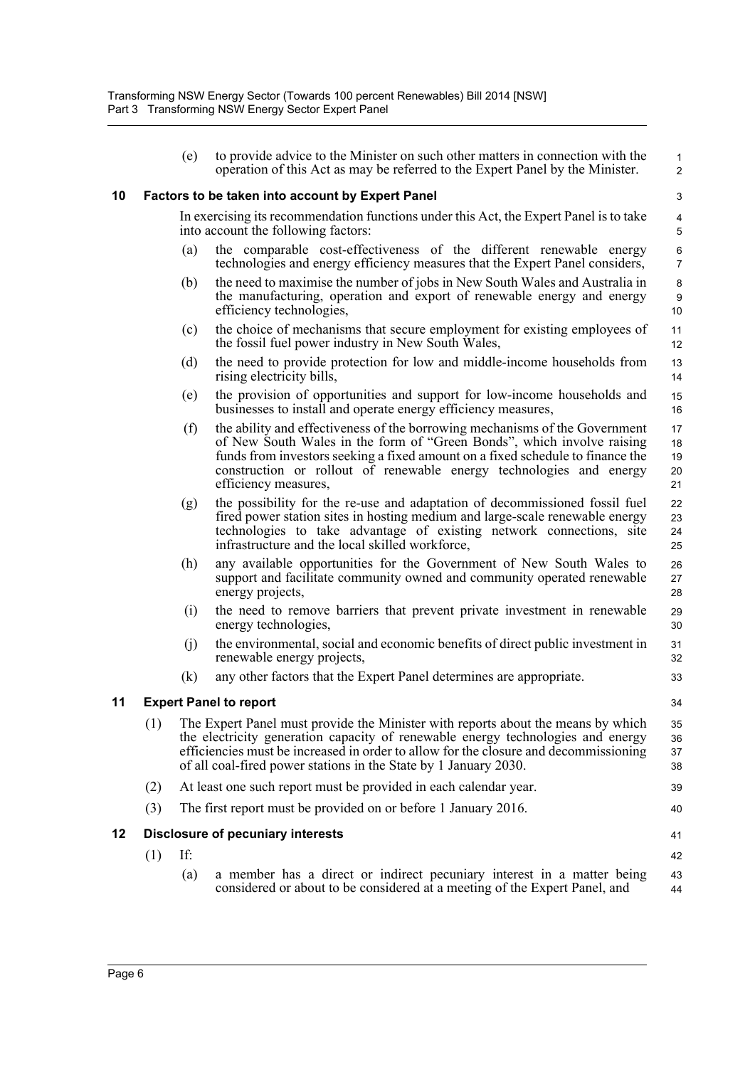(e) to provide advice to the Minister on such other matters in connection with the operation of this Act as may be referred to the Expert Panel by the Minister.

### 10 Factors to be taken into account by Expert Panel

In exercising its recommendation functions under this Act, the Expert Panel is to take into account the following factors:

(a) the comparable cost-effectiveness of the different renewable energy technologies and energy efficiency measures that the Expert Panel considers,

(b) the need to maximise the number of jobs in New South Wales and Australia in the manufacturing, operation and export of renewable energy and energy efficiency technologies,

(c) the choice of mechanisms that secure employment for existing employees of the fossil fuel power industry in New South Wales,

(d) the need to provide protection for low and middle-income households from rising electricity bills,

(e) the provision of opportunities and support for low-income households and businesses to install and operate energy efficiency measures,

(f) the ability and effectiveness of the borrowing mechanisms of the Government of New South Wales in the form of "Green Bonds", which involve raising funds from investors seeking a fixed amount on a fixed schedule to finance the construction or rollout of renewable energy technologies and energy efficiency measures,

(g) the possibility for the re-use and adaptation of decommissioned fossil fuel fired power station sites in hosting medium and large-scale renewable energy technologies to take advantage of existing network connections, site infrastructure and the local skilled workforce,

(h) any available opportunities for the Government of New South Wales to support and facilitate community owned and community operated renewable energy projects,

(i) the need to remove barriers that prevent private investment in renewable energy technologies,

(j) the environmental, social and economic benefits of direct public investment in renewable energy projects,

(k) any other factors that the Expert Panel determines are appropriate.

### 11 Expert Panel to report

(1) The Expert Panel must provide the Minister with reports about the means by which the electricity generation capacity of renewable energy technologies and energy efficiencies must be increased in order to allow for the closure and decommissioning of all coal-fired power stations in the State by 1 January 2030.

(2) At least one such report must be provided in each calendar year.

(3) The first report must be provided on or before 1 January 2016.

### 12 Disclosure of pecuniary interests

(1) If:

(a) a member has a direct or indirect pecuniary interest in a matter being considered or about to be considered at a meeting of the Expert Panel, and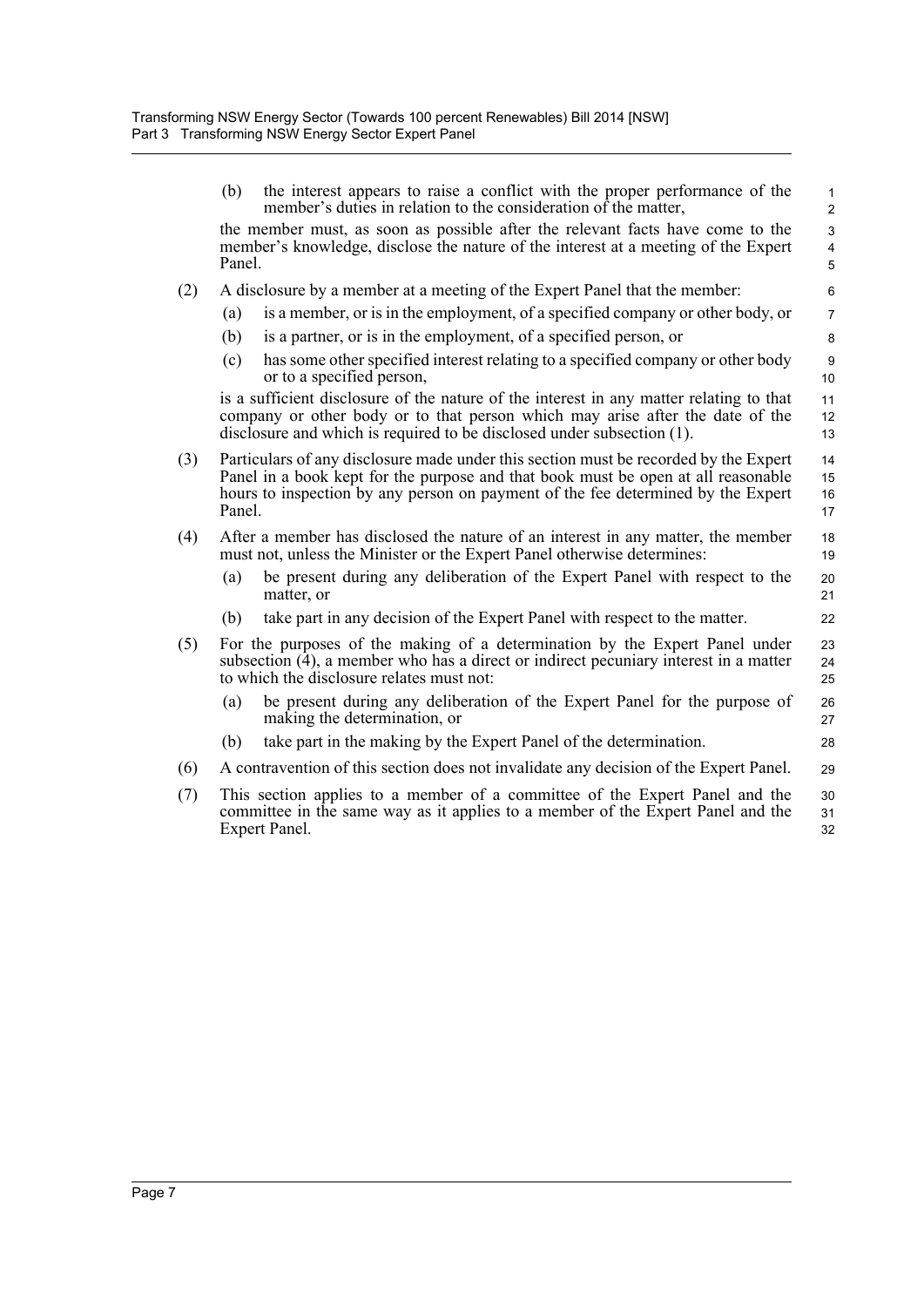(b) the interest appears to raise a conflict with the proper performance of the member's duties in relation to the consideration of the matter,

the member must, as soon as possible after the relevant facts have come to the member's knowledge, disclose the nature of the interest at a meeting of the Expert Panel.

(2) A disclosure by a member at a meeting of the Expert Panel that the member:

(a) is a member, or is in the employment, of a specified company or other body, or

(b) is a partner, or is in the employment, of a specified person, or

(c) has some other specified interest relating to a specified company or other body or to a specified person,

is a sufficient disclosure of the nature of the interest in any matter relating to that company or other body or to that person which may arise after the date of the disclosure and which is required to be disclosed under subsection (1).

(3) Particulars of any disclosure made under this section must be recorded by the Expert Panel in a book kept for the purpose and that book must be open at all reasonable hours to inspection by any person on payment of the fee determined by the Expert Panel.

(4) After a member has disclosed the nature of an interest in any matter, the member must not, unless the Minister or the Expert Panel otherwise determines:

(a) be present during any deliberation of the Expert Panel with respect to the matter, or

(b) take part in any decision of the Expert Panel with respect to the matter.

(5) For the purposes of the making of a determination by the Expert Panel under subsection (4), a member who has a direct or indirect pecuniary interest in a matter to which the disclosure relates must not:

(a) be present during any deliberation of the Expert Panel for the purpose of making the determination, or

(b) take part in the making by the Expert Panel of the determination.

(6) A contravention of this section does not invalidate any decision of the Expert Panel.

(7) This section applies to a member of a committee of the Expert Panel and the committee in the same way as it applies to a member of the Expert Panel and the Expert Panel.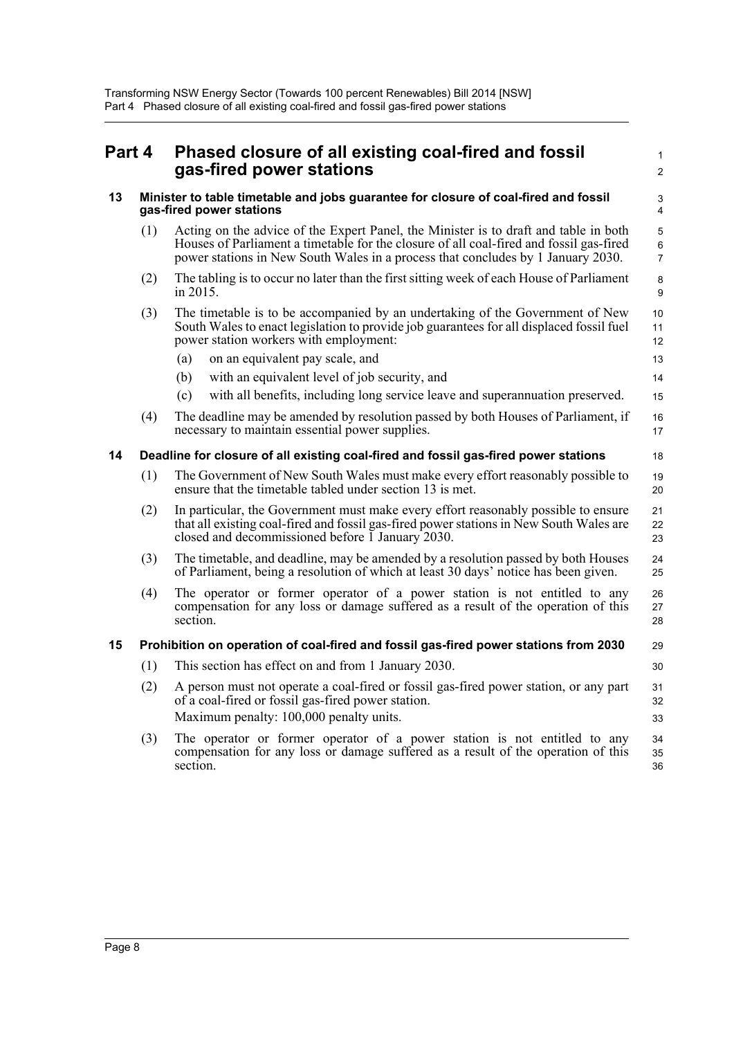# Part 4 Phased closure of all existing coal-fired and fossil gas-fired power stations

## 13 Minister to table timetable and jobs guarantee for closure of coal-fired and fossil gas-fired power stations

(1) Acting on the advice of the Expert Panel, the Minister is to draft and table in both Houses of Parliament a timetable for the closure of all coal-fired and fossil gas-fired power stations in New South Wales in a process that concludes by 1 January 2030.

(2) The tabling is to occur no later than the first sitting week of each House of Parliament in 2015.

(3) The timetable is to be accompanied by an undertaking of the Government of New South Wales to enact legislation to provide job guarantees for all displaced fossil fuel power station workers with employment:

- (a) on an equivalent pay scale, and
- (b) with an equivalent level of job security, and
- (c) with all benefits, including long service leave and superannuation preserved.

(4) The deadline may be amended by resolution passed by both Houses of Parliament, if necessary to maintain essential power supplies.

## 14 Deadline for closure of all existing coal-fired and fossil gas-fired power stations

(1) The Government of New South Wales must make every effort reasonably possible to ensure that the timetable tabled under section 13 is met.

(2) In particular, the Government must make every effort reasonably possible to ensure that all existing coal-fired and fossil gas-fired power stations in New South Wales are closed and decommissioned before 1 January 2030.

(3) The timetable, and deadline, may be amended by a resolution passed by both Houses of Parliament, being a resolution of which at least 30 days' notice has been given.

(4) The operator or former operator of a power station is not entitled to any compensation for any loss or damage suffered as a result of the operation of this section.

## 15 Prohibition on operation of coal-fired and fossil gas-fired power stations from 2030

(1) This section has effect on and from 1 January 2030.

(2) A person must not operate a coal-fired or fossil gas-fired power station, or any part of a coal-fired or fossil gas-fired power station.

Maximum penalty: 100,000 penalty units.

(3) The operator or former operator of a power station is not entitled to any compensation for any loss or damage suffered as a result of the operation of this section.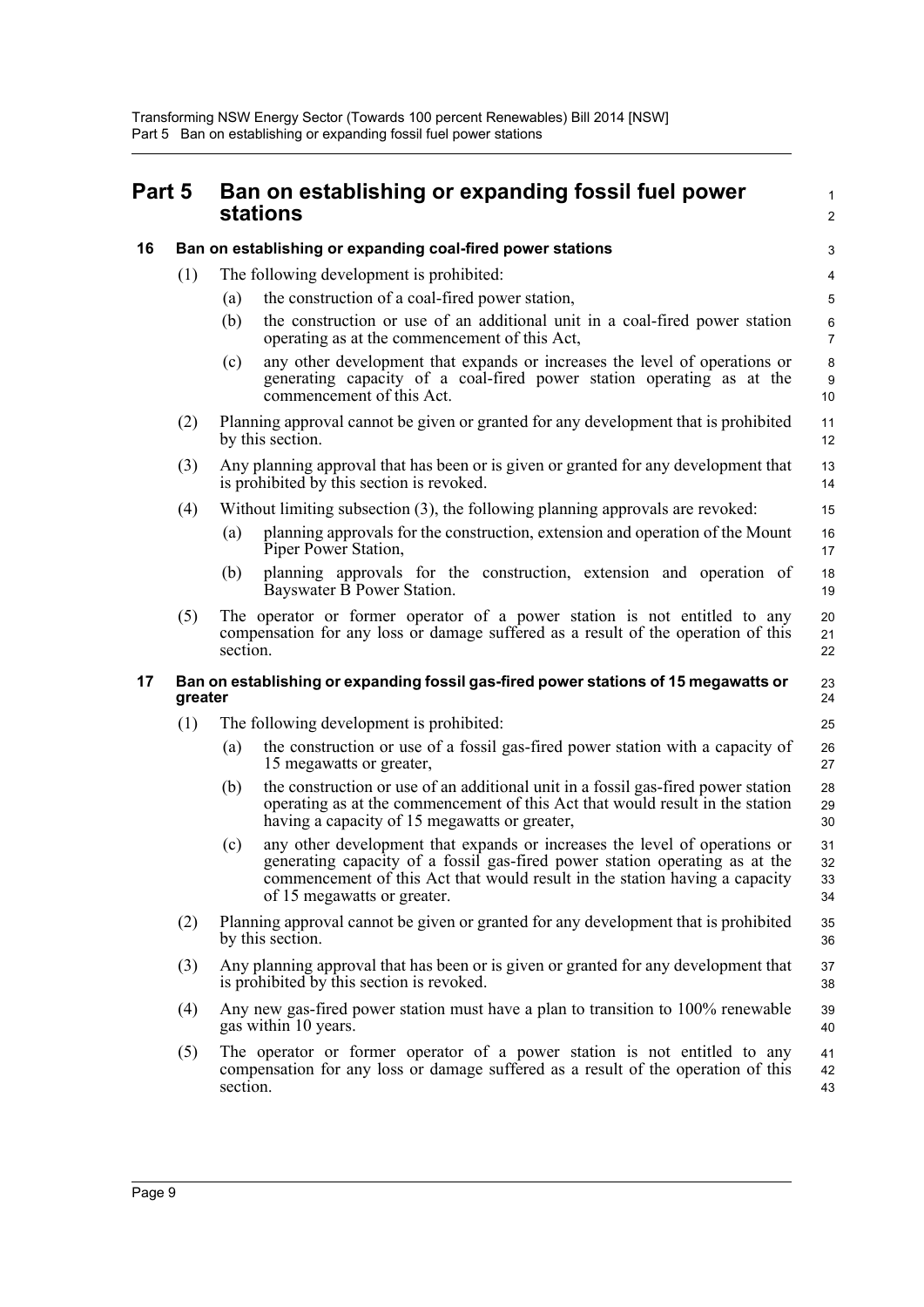## Part 5 Ban on establishing or expanding fossil fuel power stations

### 16 Ban on establishing or expanding coal-fired power stations

(1) The following development is prohibited:

(a) the construction of a coal-fired power station,

(b) the construction or use of an additional unit in a coal-fired power station operating as at the commencement of this Act,

(c) any other development that expands or increases the level of operations or generating capacity of a coal-fired power station operating as at the commencement of this Act.

(2) Planning approval cannot be given or granted for any development that is prohibited by this section.

(3) Any planning approval that has been or is given or granted for any development that is prohibited by this section is revoked.

(4) Without limiting subsection (3), the following planning approvals are revoked:

(a) planning approvals for the construction, extension and operation of the Mount Piper Power Station,

(b) planning approvals for the construction, extension and operation of Bayswater B Power Station.

(5) The operator or former operator of a power station is not entitled to any compensation for any loss or damage suffered as a result of the operation of this section.

### 17 Ban on establishing or expanding fossil gas-fired power stations of 15 megawatts or greater

(1) The following development is prohibited:

(a) the construction or use of a fossil gas-fired power station with a capacity of 15 megawatts or greater,

(b) the construction or use of an additional unit in a fossil gas-fired power station operating as at the commencement of this Act that would result in the station having a capacity of 15 megawatts or greater,

(c) any other development that expands or increases the level of operations or generating capacity of a fossil gas-fired power station operating as at the commencement of this Act that would result in the station having a capacity of 15 megawatts or greater.

(2) Planning approval cannot be given or granted for any development that is prohibited by this section.

(3) Any planning approval that has been or is given or granted for any development that is prohibited by this section is revoked.

(4) Any new gas-fired power station must have a plan to transition to 100% renewable gas within 10 years.

(5) The operator or former operator of a power station is not entitled to any compensation for any loss or damage suffered as a result of the operation of this section.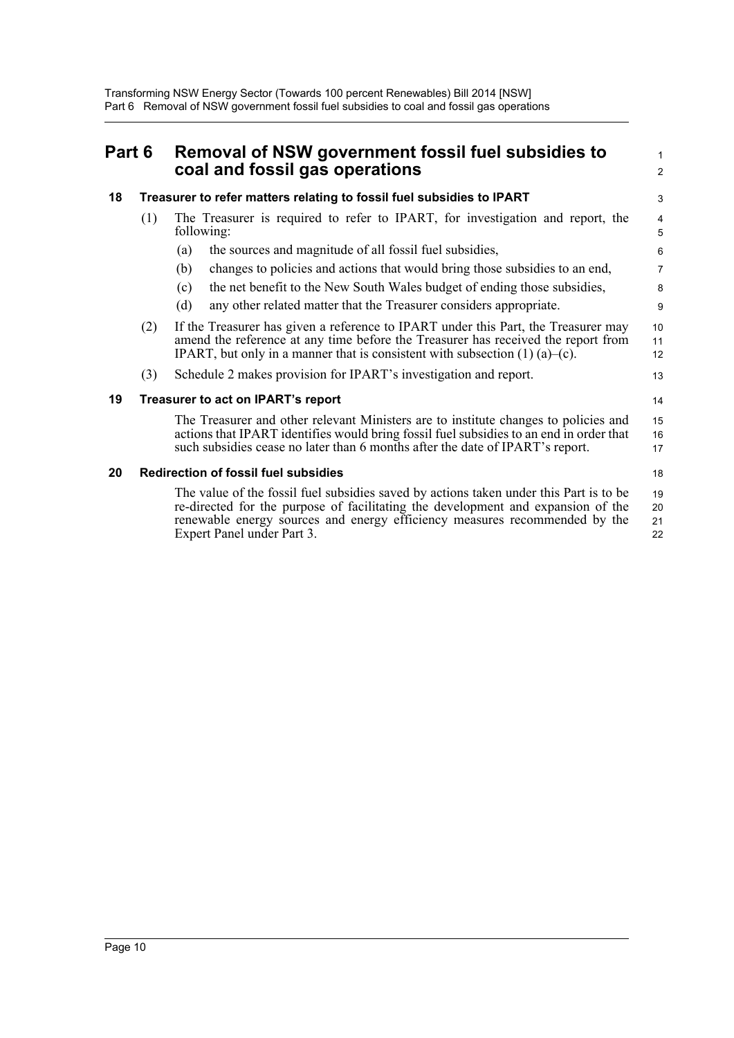# Part 6 Removal of NSW government fossil fuel subsidies to coal and fossil gas operations

## 18 Treasurer to refer matters relating to fossil fuel subsidies to IPART

(1) The Treasurer is required to refer to IPART, for investigation and report, the following:

(a) the sources and magnitude of all fossil fuel subsidies,

(b) changes to policies and actions that would bring those subsidies to an end,

(c) the net benefit to the New South Wales budget of ending those subsidies,

(d) any other related matter that the Treasurer considers appropriate.

(2) If the Treasurer has given a reference to IPART under this Part, the Treasurer may amend the reference at any time before the Treasurer has received the report from IPART, but only in a manner that is consistent with subsection (1) (a)–(c).

(3) Schedule 2 makes provision for IPART's investigation and report.

## 19 Treasurer to act on IPART's report

The Treasurer and other relevant Ministers are to institute changes to policies and actions that IPART identifies would bring fossil fuel subsidies to an end in order that such subsidies cease no later than 6 months after the date of IPART's report.

## 20 Redirection of fossil fuel subsidies

The value of the fossil fuel subsidies saved by actions taken under this Part is to be re-directed for the purpose of facilitating the development and expansion of the renewable energy sources and energy efficiency measures recommended by the Expert Panel under Part 3.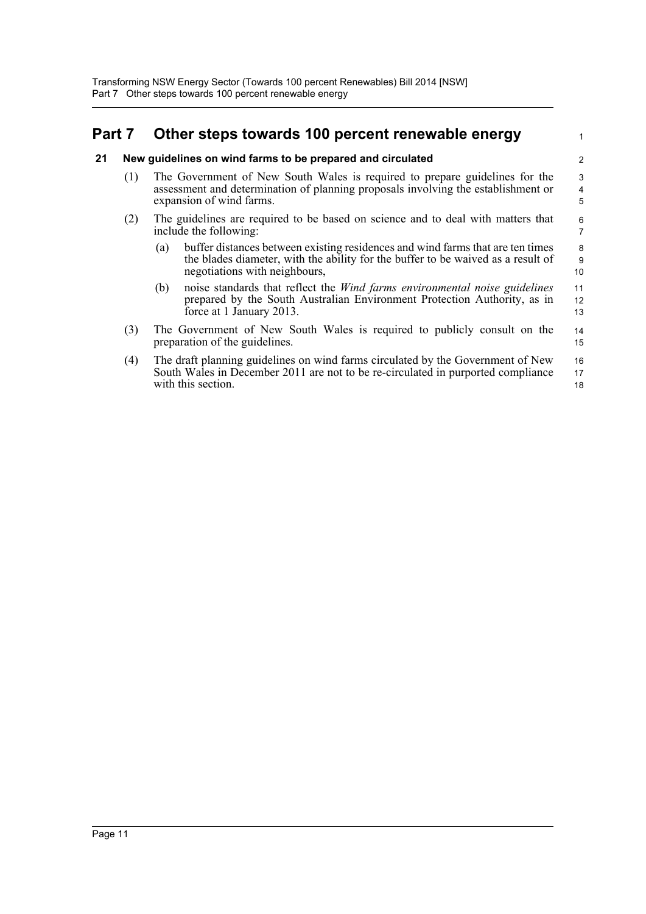# Part 7 Other steps towards 100 percent renewable energy

## 21 New guidelines on wind farms to be prepared and circulated

(1) The Government of New South Wales is required to prepare guidelines for the assessment and determination of planning proposals involving the establishment or expansion of wind farms.

(2) The guidelines are required to be based on science and to deal with matters that include the following:

(a) buffer distances between existing residences and wind farms that are ten times the blades diameter, with the ability for the buffer to be waived as a result of negotiations with neighbours,

(b) noise standards that reflect the *Wind farms environmental noise guidelines* prepared by the South Australian Environment Protection Authority, as in force at 1 January 2013.

(3) The Government of New South Wales is required to publicly consult on the preparation of the guidelines.

(4) The draft planning guidelines on wind farms circulated by the Government of New South Wales in December 2011 are not to be re-circulated in purported compliance with this section.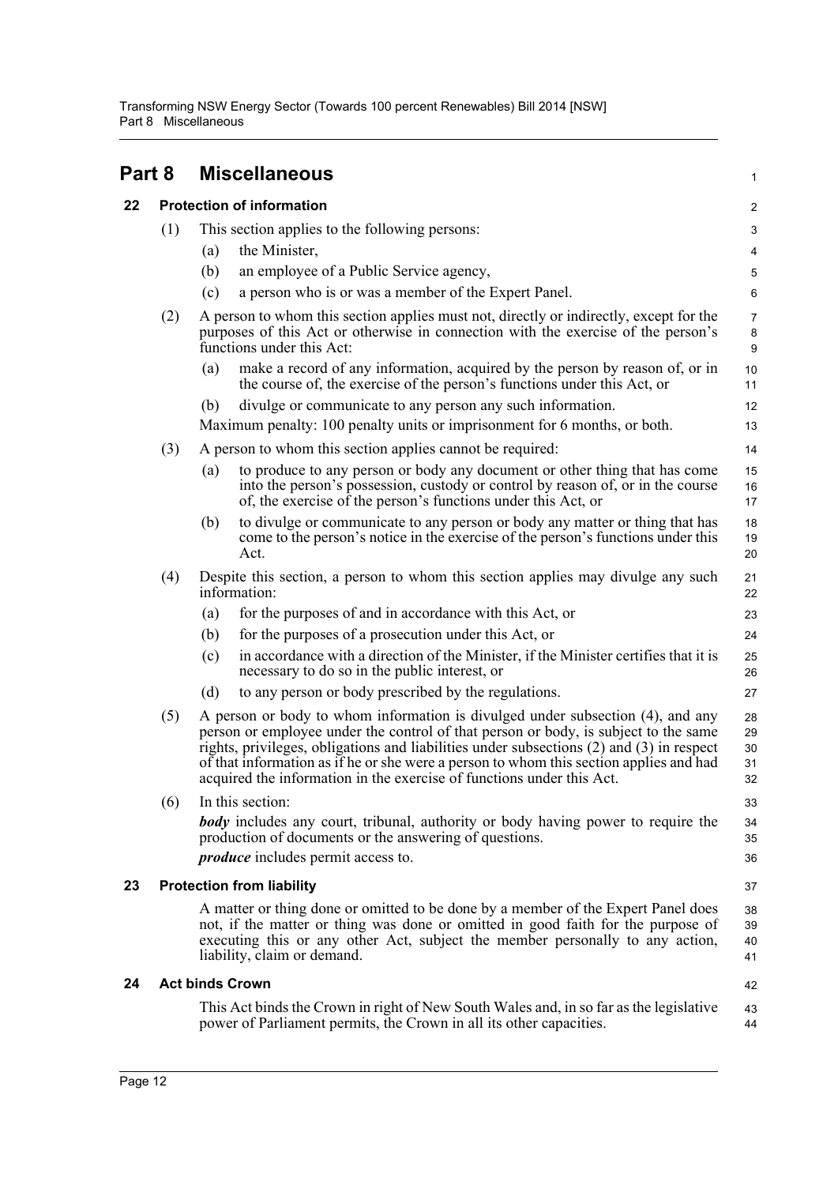# Part 8 Miscellaneous

## 22 Protection of information

(1) This section applies to the following persons:

(a) the Minister,

(b) an employee of a Public Service agency,

(c) a person who is or was a member of the Expert Panel.

(2) A person to whom this section applies must not, directly or indirectly, except for the purposes of this Act or otherwise in connection with the exercise of the person's functions under this Act:

(a) make a record of any information, acquired by the person by reason of, or in the course of, the exercise of the person's functions under this Act, or

(b) divulge or communicate to any person any such information.

Maximum penalty: 100 penalty units or imprisonment for 6 months, or both.

(3) A person to whom this section applies cannot be required:

(a) to produce to any person or body any document or other thing that has come into the person's possession, custody or control by reason of, or in the course of, the exercise of the person's functions under this Act, or

(b) to divulge or communicate to any person or body any matter or thing that has come to the person's notice in the exercise of the person's functions under this Act.

(4) Despite this section, a person to whom this section applies may divulge any such information:

(a) for the purposes of and in accordance with this Act, or

(b) for the purposes of a prosecution under this Act, or

(c) in accordance with a direction of the Minister, if the Minister certifies that it is necessary to do so in the public interest, or

(d) to any person or body prescribed by the regulations.

(5) A person or body to whom information is divulged under subsection (4), and any person or employee under the control of that person or body, is subject to the same rights, privileges, obligations and liabilities under subsections (2) and (3) in respect of that information as if he or she were a person to whom this section applies and had acquired the information in the exercise of functions under this Act.

(6) In this section:

***body*** includes any court, tribunal, authority or body having power to require the production of documents or the answering of questions.

***produce*** includes permit access to.

## 23 Protection from liability

A matter or thing done or omitted to be done by a member of the Expert Panel does not, if the matter or thing was done or omitted in good faith for the purpose of executing this or any other Act, subject the member personally to any action, liability, claim or demand.

## 24 Act binds Crown

This Act binds the Crown in right of New South Wales and, in so far as the legislative power of Parliament permits, the Crown in all its other capacities.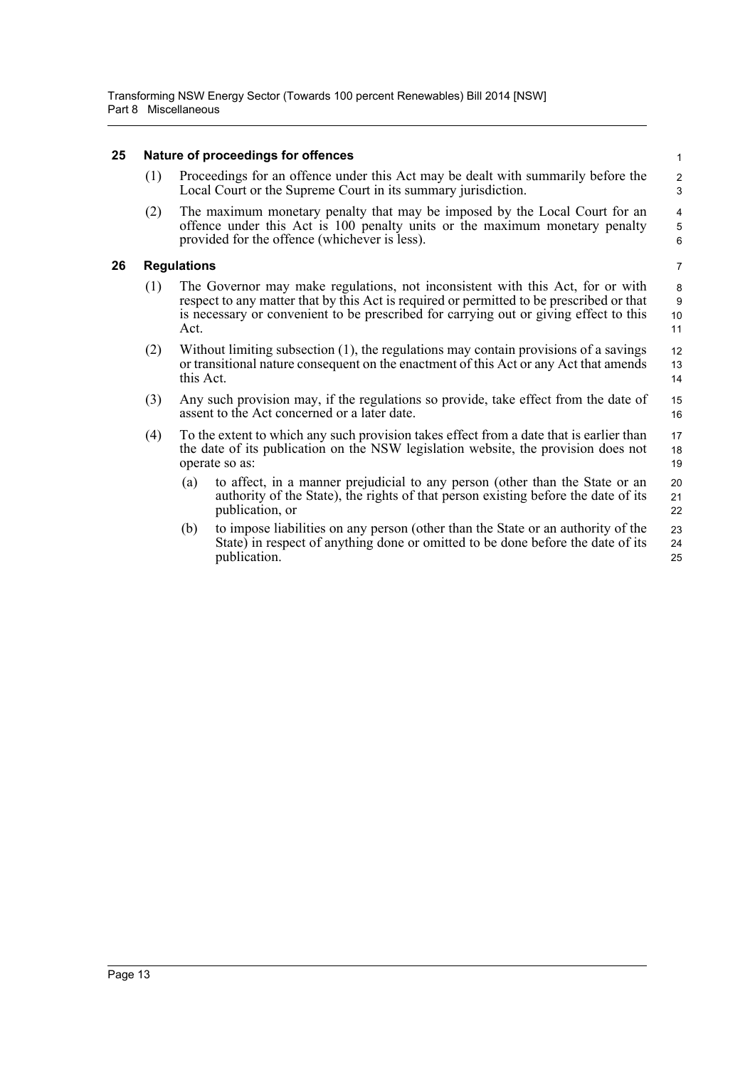### 25 Nature of proceedings for offences

(1) Proceedings for an offence under this Act may be dealt with summarily before the Local Court or the Supreme Court in its summary jurisdiction.

(2) The maximum monetary penalty that may be imposed by the Local Court for an offence under this Act is 100 penalty units or the maximum monetary penalty provided for the offence (whichever is less).

### 26 Regulations

(1) The Governor may make regulations, not inconsistent with this Act, for or with respect to any matter that by this Act is required or permitted to be prescribed or that is necessary or convenient to be prescribed for carrying out or giving effect to this Act.

(2) Without limiting subsection (1), the regulations may contain provisions of a savings or transitional nature consequent on the enactment of this Act or any Act that amends this Act.

(3) Any such provision may, if the regulations so provide, take effect from the date of assent to the Act concerned or a later date.

(4) To the extent to which any such provision takes effect from a date that is earlier than the date of its publication on the NSW legislation website, the provision does not operate so as:

(a) to affect, in a manner prejudicial to any person (other than the State or an authority of the State), the rights of that person existing before the date of its publication, or

(b) to impose liabilities on any person (other than the State or an authority of the State) in respect of anything done or omitted to be done before the date of its publication.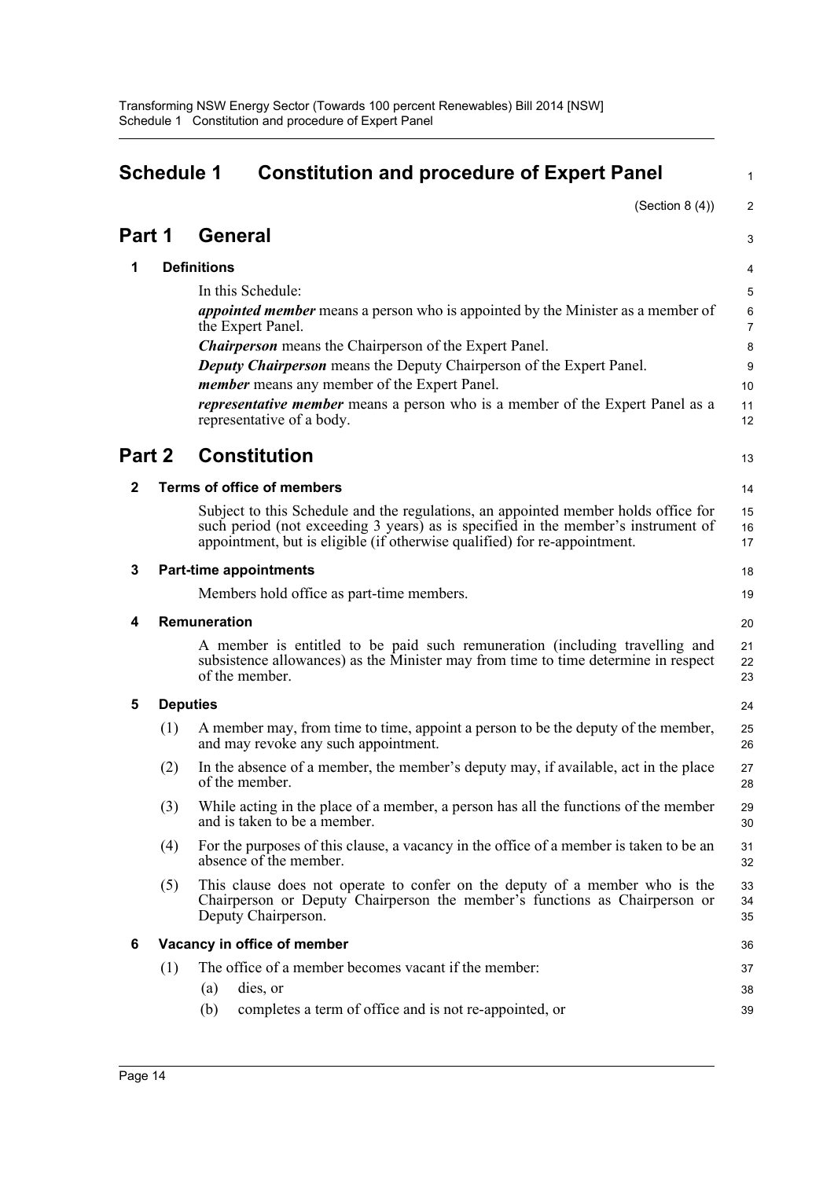# Schedule 1 Constitution and procedure of Expert Panel

(Section 8 (4))

## Part 1 General

### 1 Definitions

In this Schedule:

***appointed member*** means a person who is appointed by the Minister as a member of the Expert Panel.

***Chairperson*** means the Chairperson of the Expert Panel.

***Deputy Chairperson*** means the Deputy Chairperson of the Expert Panel.

***member*** means any member of the Expert Panel.

***representative member*** means a person who is a member of the Expert Panel as a representative of a body.

## Part 2 Constitution

### 2 Terms of office of members

Subject to this Schedule and the regulations, an appointed member holds office for such period (not exceeding 3 years) as is specified in the member's instrument of appointment, but is eligible (if otherwise qualified) for re-appointment.

### 3 Part-time appointments

Members hold office as part-time members.

### 4 Remuneration

A member is entitled to be paid such remuneration (including travelling and subsistence allowances) as the Minister may from time to time determine in respect of the member.

### 5 Deputies

(1) A member may, from time to time, appoint a person to be the deputy of the member, and may revoke any such appointment.

(2) In the absence of a member, the member's deputy may, if available, act in the place of the member.

(3) While acting in the place of a member, a person has all the functions of the member and is taken to be a member.

(4) For the purposes of this clause, a vacancy in the office of a member is taken to be an absence of the member.

(5) This clause does not operate to confer on the deputy of a member who is the Chairperson or Deputy Chairperson the member's functions as Chairperson or Deputy Chairperson.

### 6 Vacancy in office of member

(1) The office of a member becomes vacant if the member:

(a) dies, or

(b) completes a term of office and is not re-appointed, or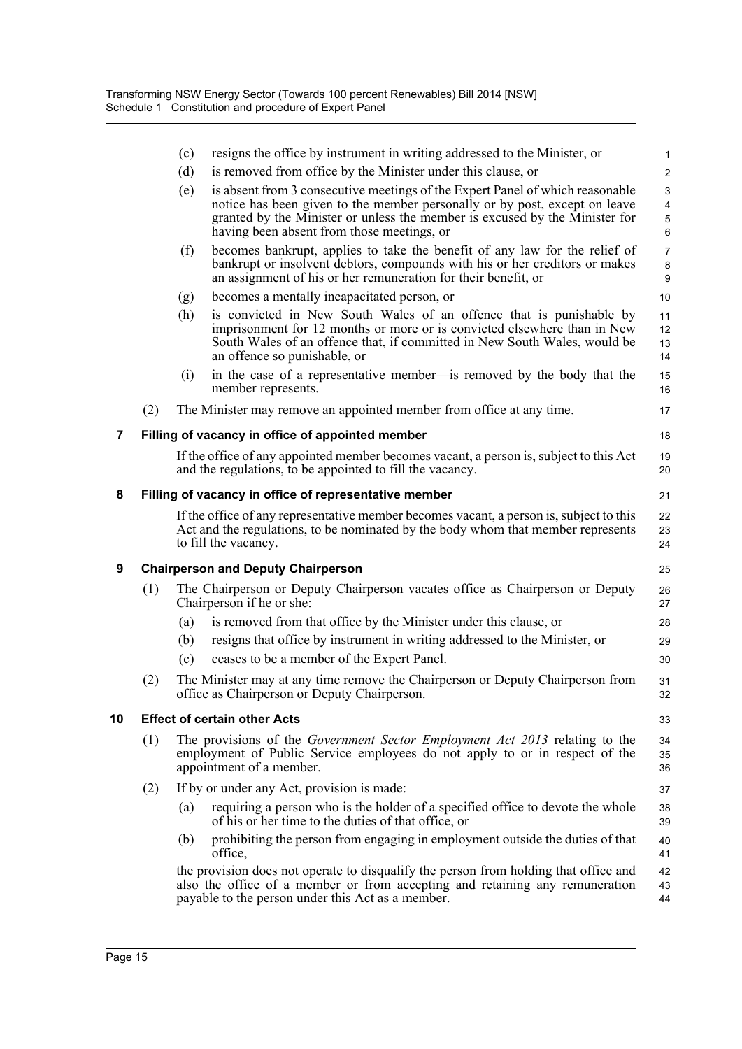(c) resigns the office by instrument in writing addressed to the Minister, or

(d) is removed from office by the Minister under this clause, or

(e) is absent from 3 consecutive meetings of the Expert Panel of which reasonable notice has been given to the member personally or by post, except on leave granted by the Minister or unless the member is excused by the Minister for having been absent from those meetings, or

(f) becomes bankrupt, applies to take the benefit of any law for the relief of bankrupt or insolvent debtors, compounds with his or her creditors or makes an assignment of his or her remuneration for their benefit, or

(g) becomes a mentally incapacitated person, or

(h) is convicted in New South Wales of an offence that is punishable by imprisonment for 12 months or more or is convicted elsewhere than in New South Wales of an offence that, if committed in New South Wales, would be an offence so punishable, or

(i) in the case of a representative member—is removed by the body that the member represents.

(2) The Minister may remove an appointed member from office at any time.

### 7 Filling of vacancy in office of appointed member

If the office of any appointed member becomes vacant, a person is, subject to this Act and the regulations, to be appointed to fill the vacancy.

### 8 Filling of vacancy in office of representative member

If the office of any representative member becomes vacant, a person is, subject to this Act and the regulations, to be nominated by the body whom that member represents to fill the vacancy.

### 9 Chairperson and Deputy Chairperson

(1) The Chairperson or Deputy Chairperson vacates office as Chairperson or Deputy Chairperson if he or she:

(a) is removed from that office by the Minister under this clause, or

(b) resigns that office by instrument in writing addressed to the Minister, or

(c) ceases to be a member of the Expert Panel.

(2) The Minister may at any time remove the Chairperson or Deputy Chairperson from office as Chairperson or Deputy Chairperson.

### 10 Effect of certain other Acts

(1) The provisions of the *Government Sector Employment Act 2013* relating to the employment of Public Service employees do not apply to or in respect of the appointment of a member.

(2) If by or under any Act, provision is made:

(a) requiring a person who is the holder of a specified office to devote the whole of his or her time to the duties of that office, or

(b) prohibiting the person from engaging in employment outside the duties of that office,

the provision does not operate to disqualify the person from holding that office and also the office of a member or from accepting and retaining any remuneration payable to the person under this Act as a member.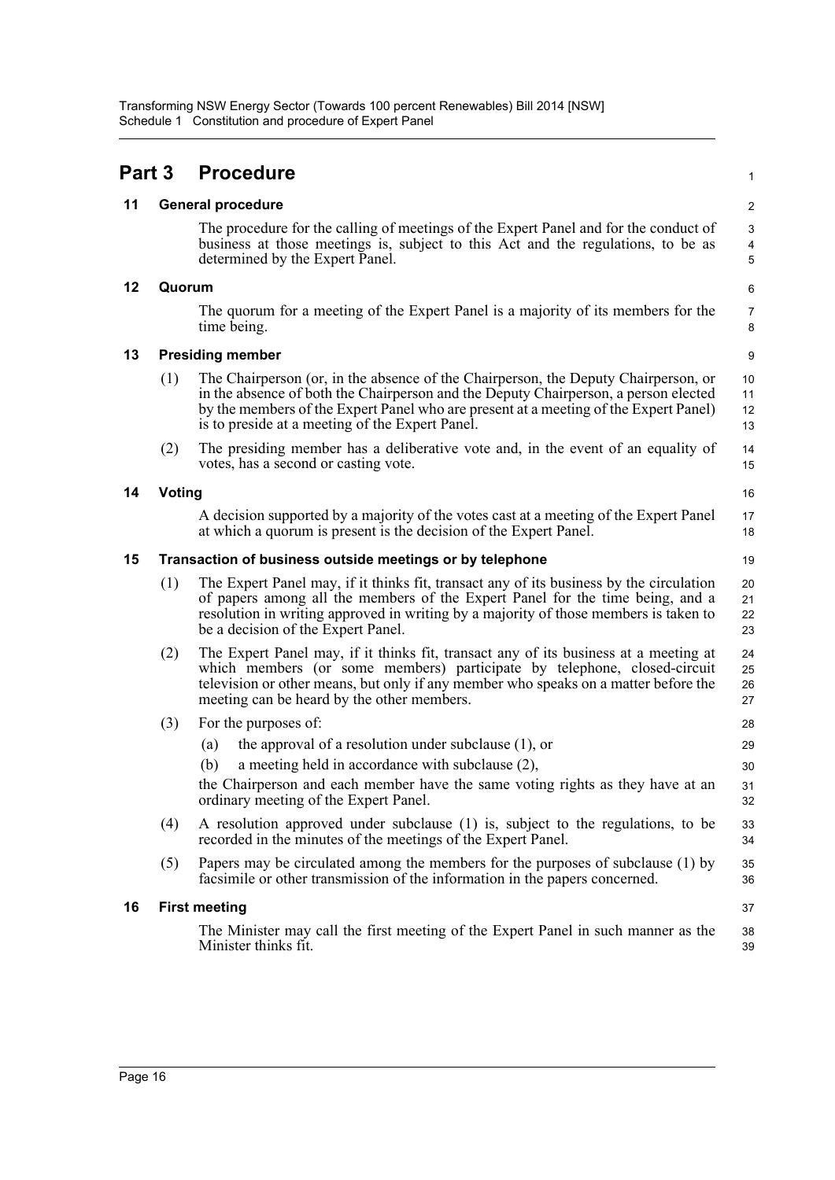## Part 3 Procedure

### 11 General procedure

The procedure for the calling of meetings of the Expert Panel and for the conduct of business at those meetings is, subject to this Act and the regulations, to be as determined by the Expert Panel.

### 12 Quorum

The quorum for a meeting of the Expert Panel is a majority of its members for the time being.

### 13 Presiding member

(1) The Chairperson (or, in the absence of the Chairperson, the Deputy Chairperson, or in the absence of both the Chairperson and the Deputy Chairperson, a person elected by the members of the Expert Panel who are present at a meeting of the Expert Panel) is to preside at a meeting of the Expert Panel.

(2) The presiding member has a deliberative vote and, in the event of an equality of votes, has a second or casting vote.

### 14 Voting

A decision supported by a majority of the votes cast at a meeting of the Expert Panel at which a quorum is present is the decision of the Expert Panel.

### 15 Transaction of business outside meetings or by telephone

(1) The Expert Panel may, if it thinks fit, transact any of its business by the circulation of papers among all the members of the Expert Panel for the time being, and a resolution in writing approved in writing by a majority of those members is taken to be a decision of the Expert Panel.

(2) The Expert Panel may, if it thinks fit, transact any of its business at a meeting at which members (or some members) participate by telephone, closed-circuit television or other means, but only if any member who speaks on a matter before the meeting can be heard by the other members.

(3) For the purposes of:

(a) the approval of a resolution under subclause (1), or

(b) a meeting held in accordance with subclause (2),

the Chairperson and each member have the same voting rights as they have at an ordinary meeting of the Expert Panel.

(4) A resolution approved under subclause (1) is, subject to the regulations, to be recorded in the minutes of the meetings of the Expert Panel.

(5) Papers may be circulated among the members for the purposes of subclause (1) by facsimile or other transmission of the information in the papers concerned.

### 16 First meeting

The Minister may call the first meeting of the Expert Panel in such manner as the Minister thinks fit.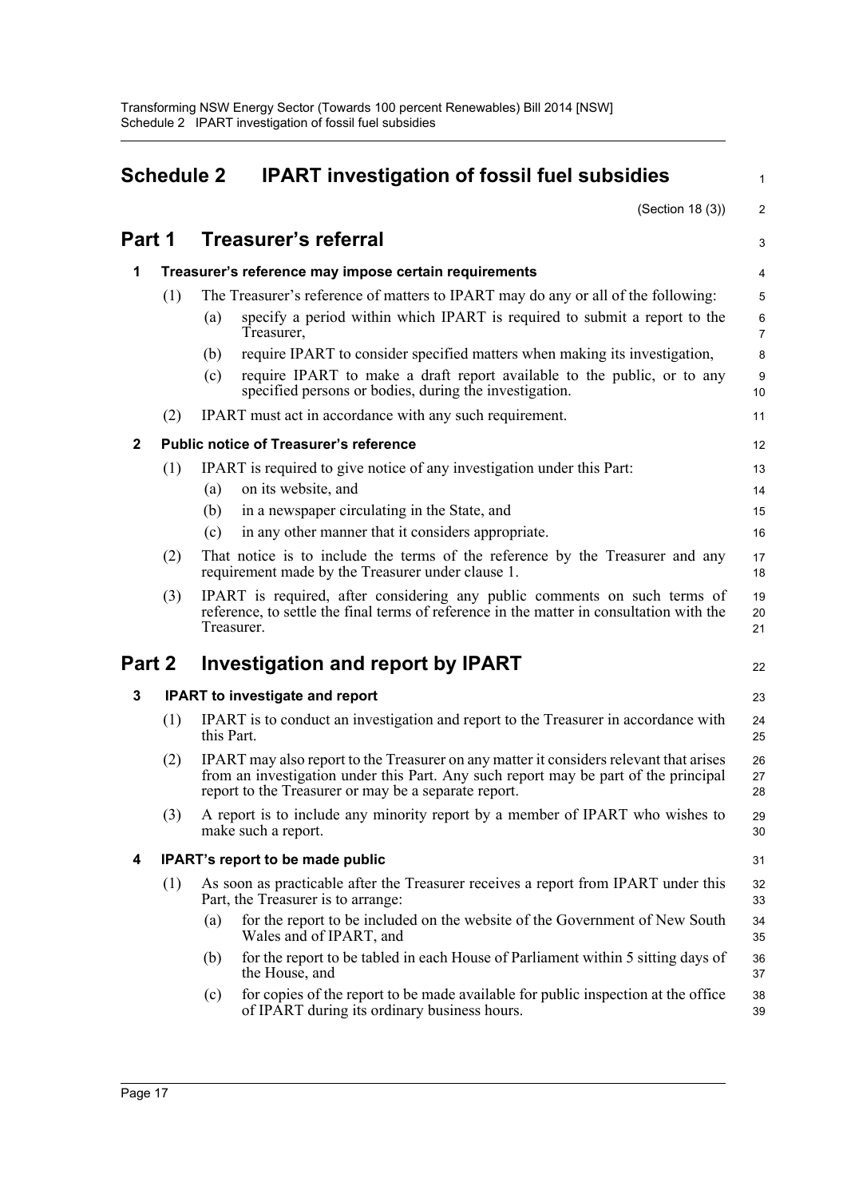# Schedule 2 IPART investigation of fossil fuel subsidies

(Section 18 (3))

## Part 1 Treasurer's referral

### 1 Treasurer's reference may impose certain requirements

(1) The Treasurer's reference of matters to IPART may do any or all of the following:

- (a) specify a period within which IPART is required to submit a report to the Treasurer,
- (b) require IPART to consider specified matters when making its investigation,
- (c) require IPART to make a draft report available to the public, or to any specified persons or bodies, during the investigation.

(2) IPART must act in accordance with any such requirement.

### 2 Public notice of Treasurer's reference

(1) IPART is required to give notice of any investigation under this Part:

- (a) on its website, and
- (b) in a newspaper circulating in the State, and
- (c) in any other manner that it considers appropriate.

(2) That notice is to include the terms of the reference by the Treasurer and any requirement made by the Treasurer under clause 1.

(3) IPART is required, after considering any public comments on such terms of reference, to settle the final terms of reference in the matter in consultation with the Treasurer.

## Part 2 Investigation and report by IPART

### 3 IPART to investigate and report

(1) IPART is to conduct an investigation and report to the Treasurer in accordance with this Part.

(2) IPART may also report to the Treasurer on any matter it considers relevant that arises from an investigation under this Part. Any such report may be part of the principal report to the Treasurer or may be a separate report.

(3) A report is to include any minority report by a member of IPART who wishes to make such a report.

### 4 IPART's report to be made public

(1) As soon as practicable after the Treasurer receives a report from IPART under this Part, the Treasurer is to arrange:

- (a) for the report to be included on the website of the Government of New South Wales and of IPART, and
- (b) for the report to be tabled in each House of Parliament within 5 sitting days of the House, and
- (c) for copies of the report to be made available for public inspection at the office of IPART during its ordinary business hours.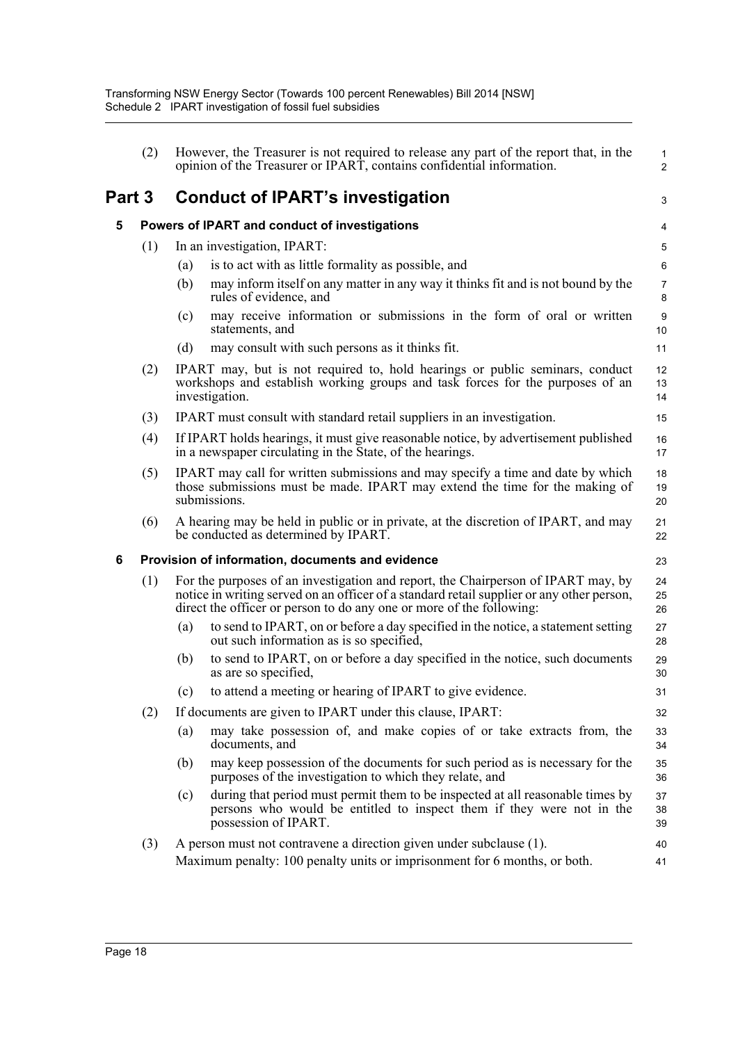(2) However, the Treasurer is not required to release any part of the report that, in the opinion of the Treasurer or IPART, contains confidential information.

# Part 3 Conduct of IPART's investigation

## 5 Powers of IPART and conduct of investigations

(1) In an investigation, IPART:

(a) is to act with as little formality as possible, and

(b) may inform itself on any matter in any way it thinks fit and is not bound by the rules of evidence, and

(c) may receive information or submissions in the form of oral or written statements, and

(d) may consult with such persons as it thinks fit.

(2) IPART may, but is not required to, hold hearings or public seminars, conduct workshops and establish working groups and task forces for the purposes of an investigation.

(3) IPART must consult with standard retail suppliers in an investigation.

(4) If IPART holds hearings, it must give reasonable notice, by advertisement published in a newspaper circulating in the State, of the hearings.

(5) IPART may call for written submissions and may specify a time and date by which those submissions must be made. IPART may extend the time for the making of submissions.

(6) A hearing may be held in public or in private, at the discretion of IPART, and may be conducted as determined by IPART.

## 6 Provision of information, documents and evidence

(1) For the purposes of an investigation and report, the Chairperson of IPART may, by notice in writing served on an officer of a standard retail supplier or any other person, direct the officer or person to do any one or more of the following:

(a) to send to IPART, on or before a day specified in the notice, a statement setting out such information as is so specified,

(b) to send to IPART, on or before a day specified in the notice, such documents as are so specified,

(c) to attend a meeting or hearing of IPART to give evidence.

(2) If documents are given to IPART under this clause, IPART:

(a) may take possession of, and make copies of or take extracts from, the documents, and

(b) may keep possession of the documents for such period as is necessary for the purposes of the investigation to which they relate, and

(c) during that period must permit them to be inspected at all reasonable times by persons who would be entitled to inspect them if they were not in the possession of IPART.

(3) A person must not contravene a direction given under subclause (1).

Maximum penalty: 100 penalty units or imprisonment for 6 months, or both.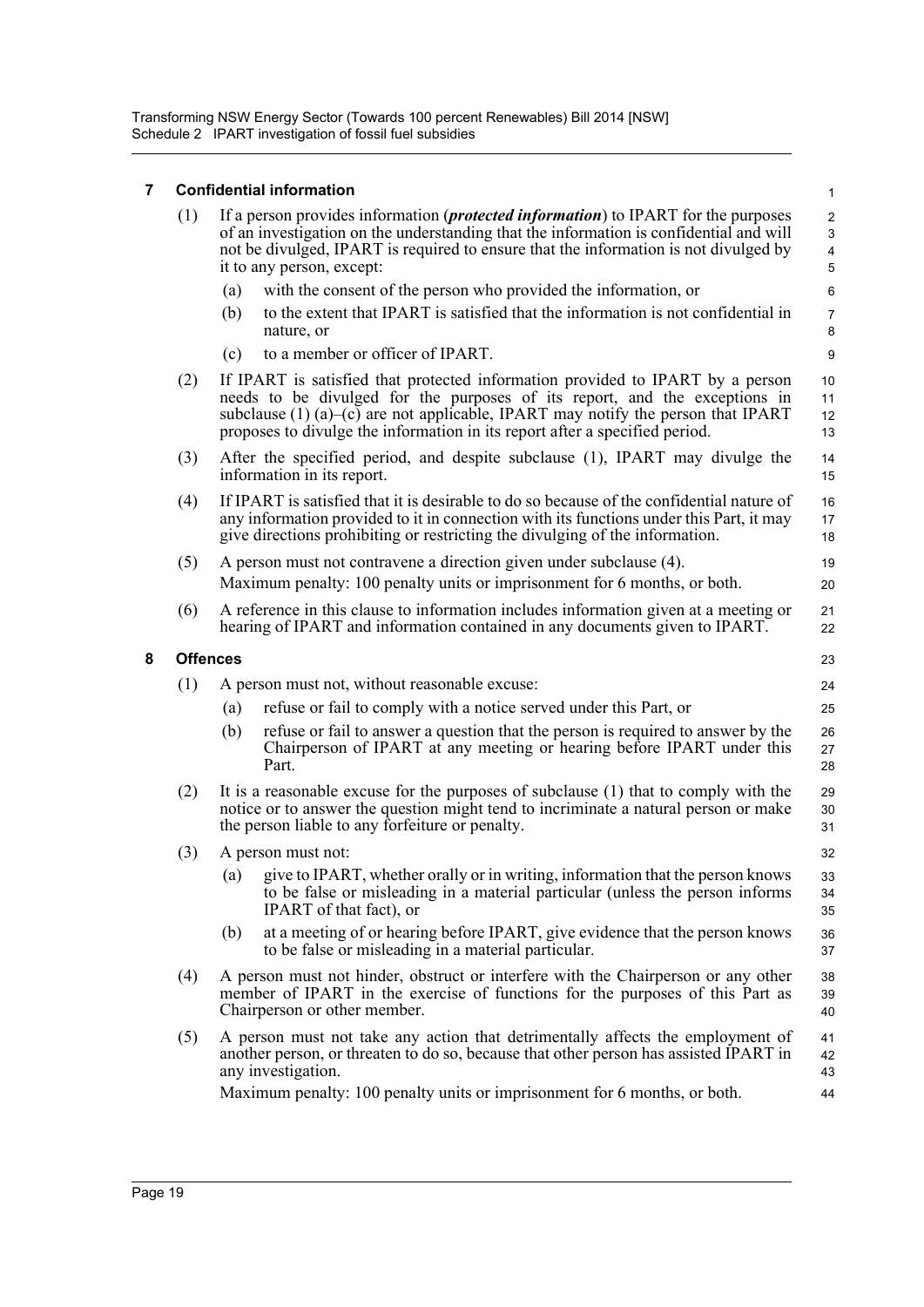## 7 Confidential information

(1) If a person provides information (***protected information***) to IPART for the purposes of an investigation on the understanding that the information is confidential and will not be divulged, IPART is required to ensure that the information is not divulged by it to any person, except:

(a) with the consent of the person who provided the information, or

(b) to the extent that IPART is satisfied that the information is not confidential in nature, or

(c) to a member or officer of IPART.

(2) If IPART is satisfied that protected information provided to IPART by a person needs to be divulged for the purposes of its report, and the exceptions in subclause (1) (a)–(c) are not applicable, IPART may notify the person that IPART proposes to divulge the information in its report after a specified period.

(3) After the specified period, and despite subclause (1), IPART may divulge the information in its report.

(4) If IPART is satisfied that it is desirable to do so because of the confidential nature of any information provided to it in connection with its functions under this Part, it may give directions prohibiting or restricting the divulging of the information.

(5) A person must not contravene a direction given under subclause (4).

Maximum penalty: 100 penalty units or imprisonment for 6 months, or both.

(6) A reference in this clause to information includes information given at a meeting or hearing of IPART and information contained in any documents given to IPART.

## 8 Offences

(1) A person must not, without reasonable excuse:

(a) refuse or fail to comply with a notice served under this Part, or

(b) refuse or fail to answer a question that the person is required to answer by the Chairperson of IPART at any meeting or hearing before IPART under this Part.

(2) It is a reasonable excuse for the purposes of subclause (1) that to comply with the notice or to answer the question might tend to incriminate a natural person or make the person liable to any forfeiture or penalty.

(3) A person must not:

(a) give to IPART, whether orally or in writing, information that the person knows to be false or misleading in a material particular (unless the person informs IPART of that fact), or

(b) at a meeting of or hearing before IPART, give evidence that the person knows to be false or misleading in a material particular.

(4) A person must not hinder, obstruct or interfere with the Chairperson or any other member of IPART in the exercise of functions for the purposes of this Part as Chairperson or other member.

(5) A person must not take any action that detrimentally affects the employment of another person, or threaten to do so, because that other person has assisted IPART in any investigation.

Maximum penalty: 100 penalty units or imprisonment for 6 months, or both.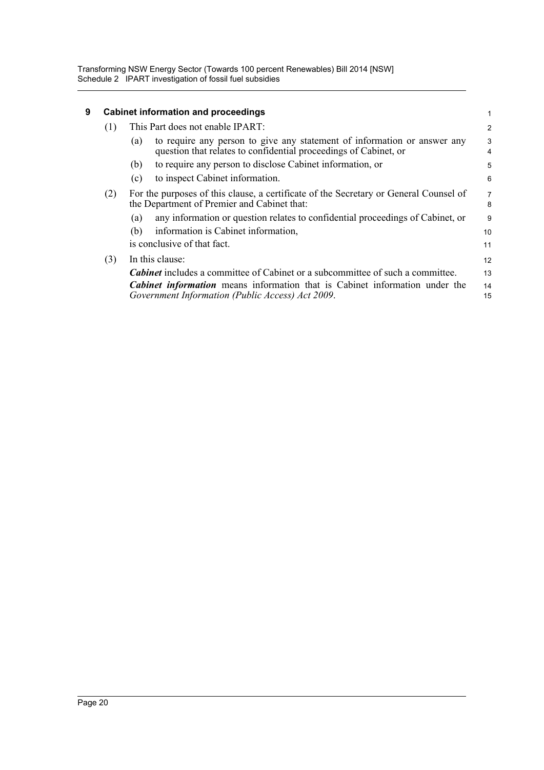### 9 Cabinet information and proceedings

(1) This Part does not enable IPART:

- (a) to require any person to give any statement of information or answer any question that relates to confidential proceedings of Cabinet, or
- (b) to require any person to disclose Cabinet information, or
- (c) to inspect Cabinet information.

(2) For the purposes of this clause, a certificate of the Secretary or General Counsel of the Department of Premier and Cabinet that:

- (a) any information or question relates to confidential proceedings of Cabinet, or
- (b) information is Cabinet information,

is conclusive of that fact.

(3) In this clause:

***Cabinet*** includes a committee of Cabinet or a subcommittee of such a committee.

***Cabinet information*** means information that is Cabinet information under the *Government Information (Public Access) Act 2009*.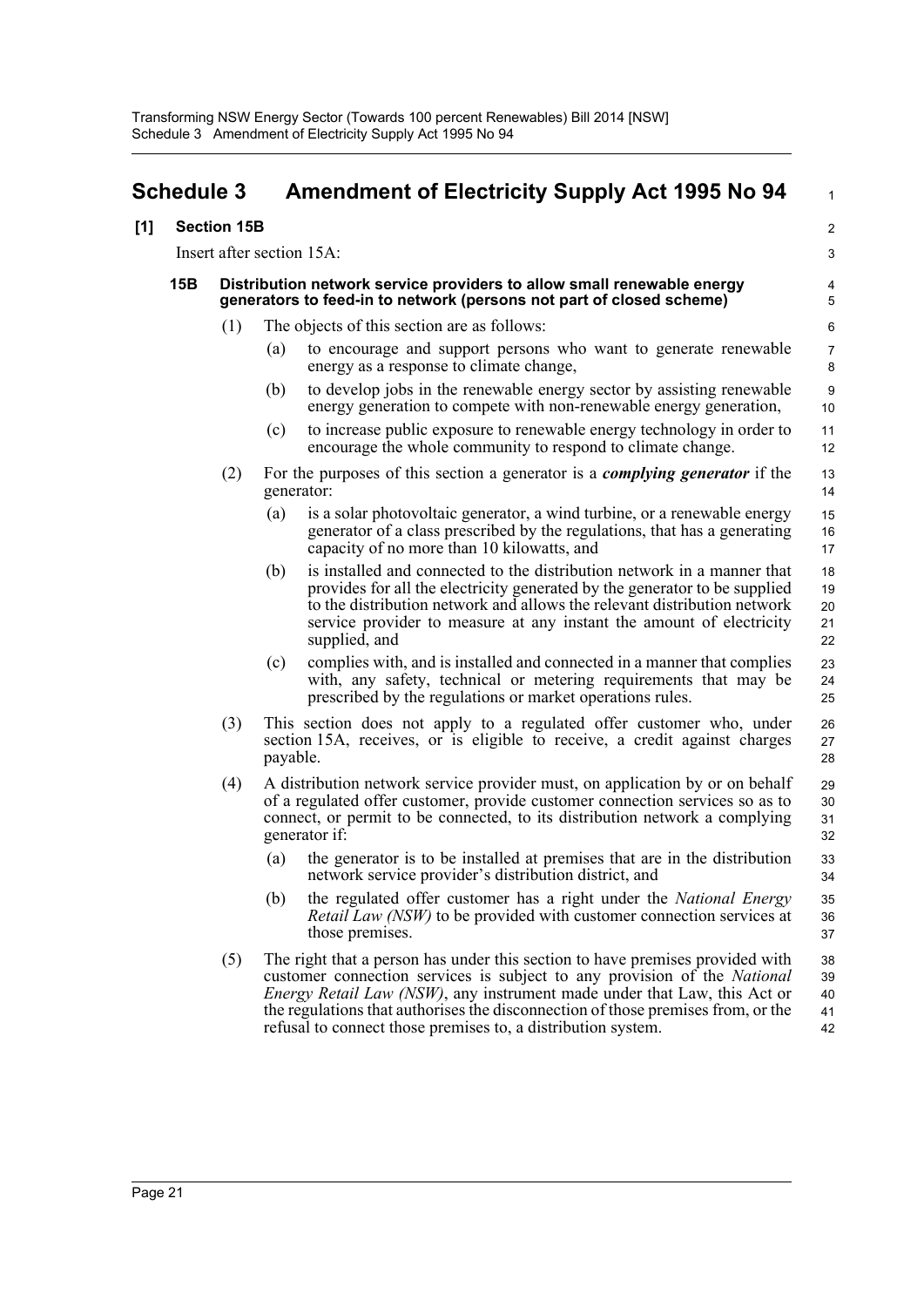## Schedule 3 Amendment of Electricity Supply Act 1995 No 94

**[1] Section 15B**

Insert after section 15A:

**15B Distribution network service providers to allow small renewable energy generators to feed-in to network (persons not part of closed scheme)**

(1) The objects of this section are as follows:

(a) to encourage and support persons who want to generate renewable energy as a response to climate change,

(b) to develop jobs in the renewable energy sector by assisting renewable energy generation to compete with non-renewable energy generation,

(c) to increase public exposure to renewable energy technology in order to encourage the whole community to respond to climate change.

(2) For the purposes of this section a generator is a ***complying generator*** if the generator:

(a) is a solar photovoltaic generator, a wind turbine, or a renewable energy generator of a class prescribed by the regulations, that has a generating capacity of no more than 10 kilowatts, and

(b) is installed and connected to the distribution network in a manner that provides for all the electricity generated by the generator to be supplied to the distribution network and allows the relevant distribution network service provider to measure at any instant the amount of electricity supplied, and

(c) complies with, and is installed and connected in a manner that complies with, any safety, technical or metering requirements that may be prescribed by the regulations or market operations rules.

(3) This section does not apply to a regulated offer customer who, under section 15A, receives, or is eligible to receive, a credit against charges payable.

(4) A distribution network service provider must, on application by or on behalf of a regulated offer customer, provide customer connection services so as to connect, or permit to be connected, to its distribution network a complying generator if:

(a) the generator is to be installed at premises that are in the distribution network service provider's distribution district, and

(b) the regulated offer customer has a right under the *National Energy Retail Law (NSW)* to be provided with customer connection services at those premises.

(5) The right that a person has under this section to have premises provided with customer connection services is subject to any provision of the *National Energy Retail Law (NSW)*, any instrument made under that Law, this Act or the regulations that authorises the disconnection of those premises from, or the refusal to connect those premises to, a distribution system.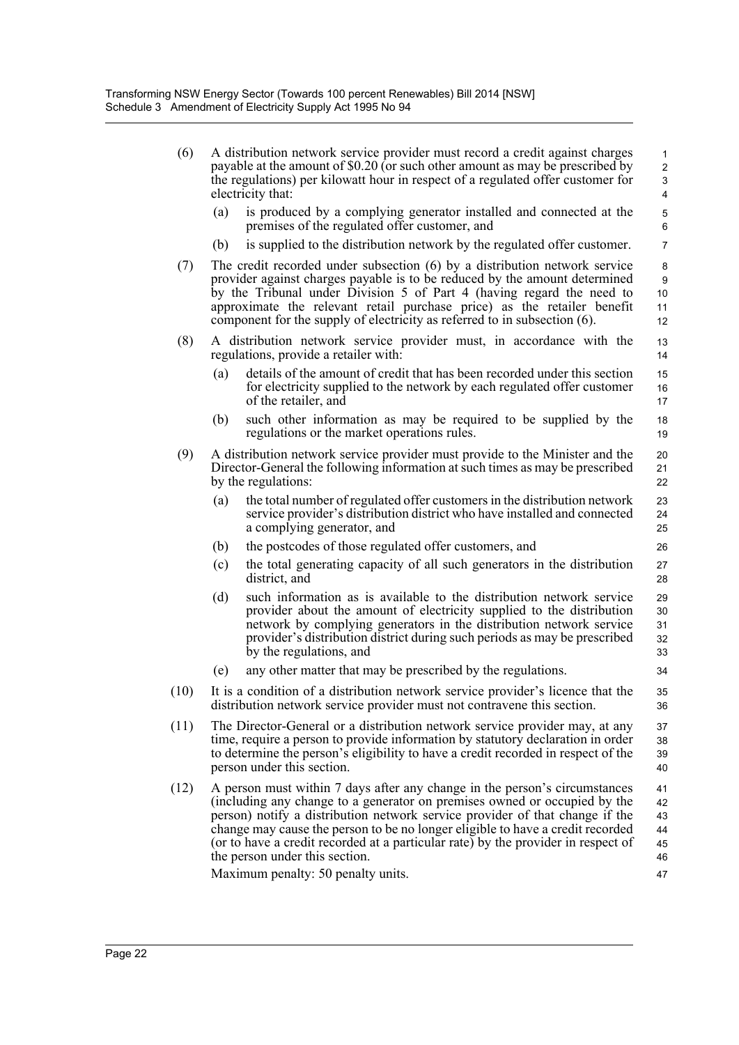(6) A distribution network service provider must record a credit against charges payable at the amount of $0.20 (or such other amount as may be prescribed by the regulations) per kilowatt hour in respect of a regulated offer customer for electricity that:

   (a) is produced by a complying generator installed and connected at the premises of the regulated offer customer, and

   (b) is supplied to the distribution network by the regulated offer customer.

(7) The credit recorded under subsection (6) by a distribution network service provider against charges payable is to be reduced by the amount determined by the Tribunal under Division 5 of Part 4 (having regard the need to approximate the relevant retail purchase price) as the retailer benefit component for the supply of electricity as referred to in subsection (6).

(8) A distribution network service provider must, in accordance with the regulations, provide a retailer with:

   (a) details of the amount of credit that has been recorded under this section for electricity supplied to the network by each regulated offer customer of the retailer, and

   (b) such other information as may be required to be supplied by the regulations or the market operations rules.

(9) A distribution network service provider must provide to the Minister and the Director-General the following information at such times as may be prescribed by the regulations:

   (a) the total number of regulated offer customers in the distribution network service provider's distribution district who have installed and connected a complying generator, and

   (b) the postcodes of those regulated offer customers, and

   (c) the total generating capacity of all such generators in the distribution district, and

   (d) such information as is available to the distribution network service provider about the amount of electricity supplied to the distribution network by complying generators in the distribution network service provider's distribution district during such periods as may be prescribed by the regulations, and

   (e) any other matter that may be prescribed by the regulations.

(10) It is a condition of a distribution network service provider's licence that the distribution network service provider must not contravene this section.

(11) The Director-General or a distribution network service provider may, at any time, require a person to provide information by statutory declaration in order to determine the person's eligibility to have a credit recorded in respect of the person under this section.

(12) A person must within 7 days after any change in the person's circumstances (including any change to a generator on premises owned or occupied by the person) notify a distribution network service provider of that change if the change may cause the person to be no longer eligible to have a credit recorded (or to have a credit recorded at a particular rate) by the provider in respect of the person under this section.

Maximum penalty: 50 penalty units.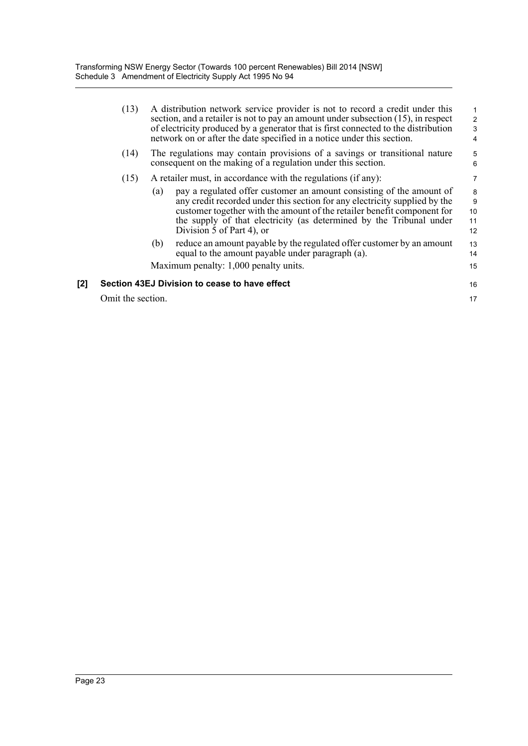(13) A distribution network service provider is not to record a credit under this section, and a retailer is not to pay an amount under subsection (15), in respect of electricity produced by a generator that is first connected to the distribution network on or after the date specified in a notice under this section.

(14) The regulations may contain provisions of a savings or transitional nature consequent on the making of a regulation under this section.

(15) A retailer must, in accordance with the regulations (if any):

(a) pay a regulated offer customer an amount consisting of the amount of any credit recorded under this section for any electricity supplied by the customer together with the amount of the retailer benefit component for the supply of that electricity (as determined by the Tribunal under Division 5 of Part 4), or

(b) reduce an amount payable by the regulated offer customer by an amount equal to the amount payable under paragraph (a).

Maximum penalty: 1,000 penalty units.

**[2] Section 43EJ Division to cease to have effect**

Omit the section.